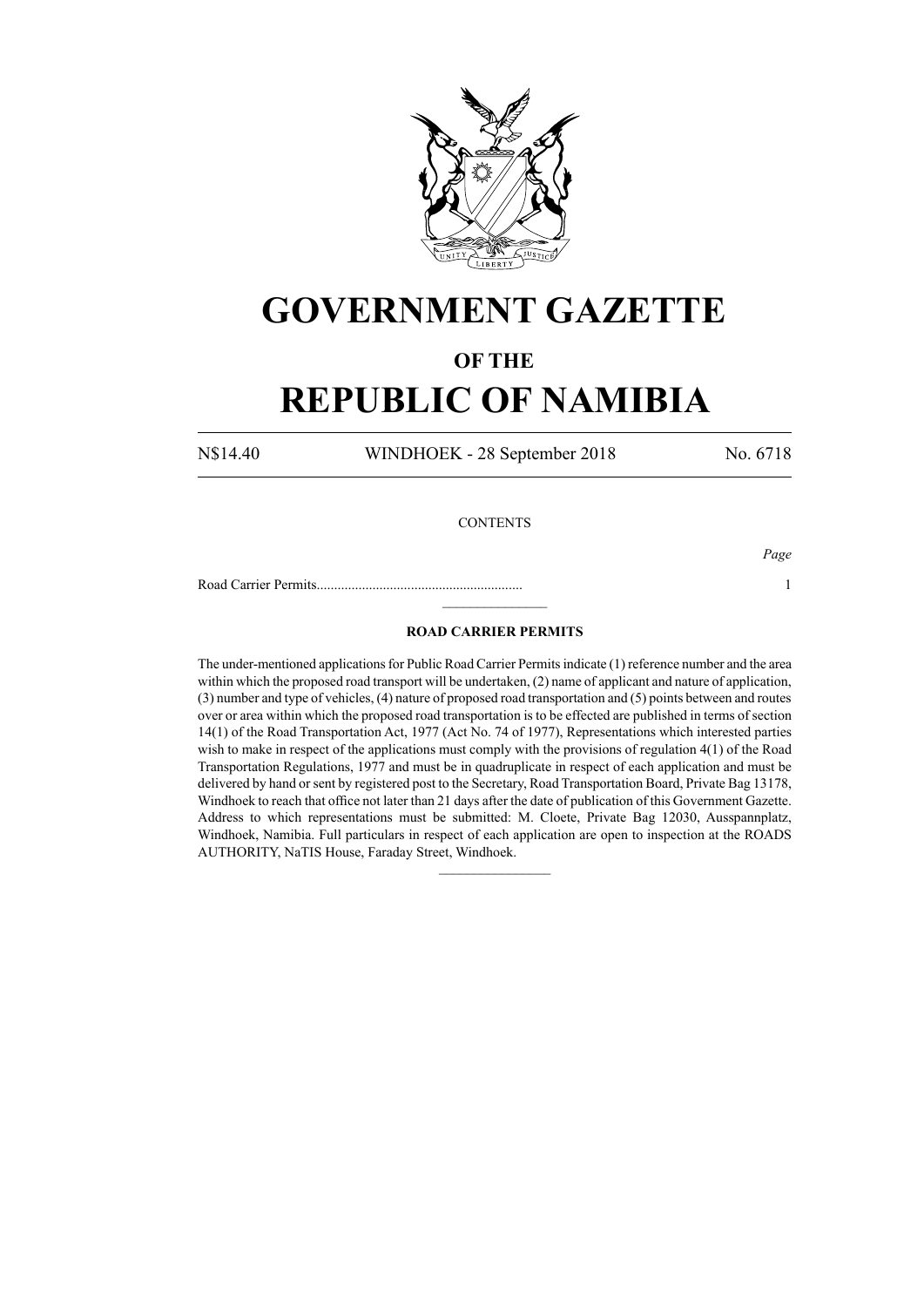# GOVERNMENT GAZETTE

## OF THE

# REPUBLIC OF NAMIBIA

N$14.40 WINDHOEK - 28 September 2018 No. 6718

CONTENTS

*Page*

Road Carrier Permits........................................................... 1

---

### ROAD CARRIER PERMITS

The under-mentioned applications for Public Road Carrier Permits indicate (1) reference number and the area within which the proposed road transport will be undertaken, (2) name of applicant and nature of application, (3) number and type of vehicles, (4) nature of proposed road transportation and (5) points between and routes over or area within which the proposed road transportation is to be effected are published in terms of section 14(1) of the Road Transportation Act, 1977 (Act No. 74 of 1977), Representations which interested parties wish to make in respect of the applications must comply with the provisions of regulation 4(1) of the Road Transportation Regulations, 1977 and must be in quadruplicate in respect of each application and must be delivered by hand or sent by registered post to the Secretary, Road Transportation Board, Private Bag 13178, Windhoek to reach that office not later than 21 days after the date of publication of this Government Gazette. Address to which representations must be submitted: M. Cloete, Private Bag 12030, Ausspannplatz, Windhoek, Namibia. Full particulars in respect of each application are open to inspection at the ROADS AUTHORITY, NaTIS House, Faraday Street, Windhoek.

---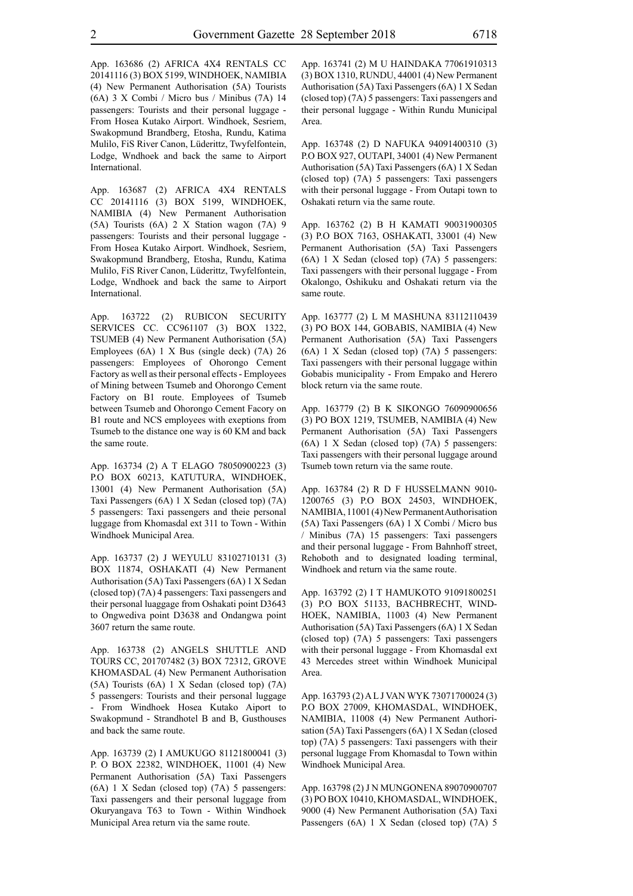App. 163686 (2) AFRICA 4X4 RENTALS CC 20141116 (3) BOX 5199, WINDHOEK, NAMIBIA (4) New Permanent Authorisation (5A) Tourists (6A) 3 X Combi / Micro bus / Minibus (7A) 14 passengers: Tourists and their personal luggage - From Hosea Kutako Airport. Windhoek, Sesriem, Swakopmund Brandberg, Etosha, Rundu, Katima Mulilo, FiS River Canon, Lüderittz, Twyfelfontein, Lodge, Wndhoek and back the same to Airport International.

App. 163687 (2) AFRICA 4X4 RENTALS CC 20141116 (3) BOX 5199, WINDHOEK, NAMIBIA (4) New Permanent Authorisation (5A) Tourists (6A) 2 X Station wagon (7A) 9 passengers: Tourists and their personal luggage - From Hosea Kutako Airport. Windhoek, Sesriem, Swakopmund Brandberg, Etosha, Rundu, Katima Mulilo, FiS River Canon, Lüderittz, Twyfelfontein, Lodge, Wndhoek and back the same to Airport International.

App. 163722 (2) RUBICON SECURITY SERVICES CC. CC961107 (3) BOX 1322, TSUMEB (4) New Permanent Authorisation (5A) Employees (6A) 1 X Bus (single deck) (7A) 26 passengers: Employees of Ohorongo Cement Factory as well as their personal effects - Employees of Mining between Tsumeb and Ohorongo Cement Factory on B1 route. Employees of Tsumeb between Tsumeb and Ohorongo Cement Facory on B1 route and NCS employees with exeptions from Tsumeb to the distance one way is 60 KM and back the same route.

App. 163734 (2) A T ELAGO 78050900223 (3) P.O BOX 60213, KATUTURA, WINDHOEK, 13001 (4) New Permanent Authorisation (5A) Taxi Passengers (6A) 1 X Sedan (closed top) (7A) 5 passengers: Taxi passengers and theie personal luggage from Khomasdal ext 311 to Town - Within Windhoek Municipal Area.

App. 163737 (2) J WEYULU 83102710131 (3) BOX 11874, OSHAKATI (4) New Permanent Authorisation (5A) Taxi Passengers (6A) 1 X Sedan (closed top) (7A) 4 passengers: Taxi passengers and their personal luaggage from Oshakati point D3643 to Ongwediva point D3638 and Ondangwa point 3607 return the same route.

App. 163738 (2) ANGELS SHUTTLE AND TOURS CC, 201707482 (3) BOX 72312, GROVE KHOMASDAL (4) New Permanent Authorisation (5A) Tourists (6A) 1 X Sedan (closed top) (7A) 5 passengers: Tourists and their personal luggage - From Windhoek Hosea Kutako Aiport to Swakopmund - Strandhotel B and B, Gusthouses and back the same route.

App. 163739 (2) I AMUKUGO 81121800041 (3) P. O BOX 22382, WINDHOEK, 11001 (4) New Permanent Authorisation (5A) Taxi Passengers (6A) 1 X Sedan (closed top) (7A) 5 passengers: Taxi passengers and their personal luggage from Okuryangava T63 to Town - Within Windhoek Municipal Area return via the same route.

App. 163741 (2) M U HAINDAKA 77061910313 (3) BOX 1310, RUNDU, 44001 (4) New Permanent Authorisation (5A) Taxi Passengers (6A) 1 X Sedan (closed top) (7A) 5 passengers: Taxi passengers and their personal luggage - Within Rundu Municipal Area.

App. 163748 (2) D NAFUKA 94091400310 (3) P.O BOX 927, OUTAPI, 34001 (4) New Permanent Authorisation (5A) Taxi Passengers (6A) 1 X Sedan (closed top) (7A) 5 passengers: Taxi passengers with their personal luggage - From Outapi town to Oshakati return via the same route.

App. 163762 (2) B H KAMATI 90031900305 (3) P.O BOX 7163, OSHAKATI, 33001 (4) New Permanent Authorisation (5A) Taxi Passengers (6A) 1 X Sedan (closed top) (7A) 5 passengers: Taxi passengers with their personal luggage - From Okalongo, Oshikuku and Oshakati return via the same route.

App. 163777 (2) L M MASHUNA 83112110439 (3) PO BOX 144, GOBABIS, NAMIBIA (4) New Permanent Authorisation (5A) Taxi Passengers (6A) 1 X Sedan (closed top) (7A) 5 passengers: Taxi passengers with their personal luggage within Gobabis municipality - From Empako and Herero block return via the same route.

App. 163779 (2) B K SIKONGO 76090900656 (3) PO BOX 1219, TSUMEB, NAMIBIA (4) New Permanent Authorisation (5A) Taxi Passengers (6A) 1 X Sedan (closed top) (7A) 5 passengers: Taxi passengers with their personal luggage around Tsumeb town return via the same route.

App. 163784 (2) R D F HUSSELMANN 9010-1200765 (3) P.O BOX 24503, WINDHOEK, NAMIBIA, 11001 (4) New Permanent Authorisation (5A) Taxi Passengers (6A) 1 X Combi / Micro bus / Minibus (7A) 15 passengers: Taxi passengers and their personal luggage - From Bahnhoff street, Rehoboth and to designated loading terminal, Windhoek and return via the same route.

App. 163792 (2) I T HAMUKOTO 91091800251 (3) P.O BOX 51133, BACHBRECHT, WINDHOEK, NAMIBIA, 11003 (4) New Permanent Authorisation (5A) Taxi Passengers (6A) 1 X Sedan (closed top) (7A) 5 passengers: Taxi passengers with their personal luggage - From Khomasdal ext 43 Mercedes street within Windhoek Municipal Area.

App. 163793 (2) A L J VAN WYK 73071700024 (3) P.O BOX 27009, KHOMASDAL, WINDHOEK, NAMIBIA, 11008 (4) New Permanent Authorisation (5A) Taxi Passengers (6A) 1 X Sedan (closed top) (7A) 5 passengers: Taxi passengers with their personal luggage From Khomasdal to Town within Windhoek Municipal Area.

App. 163798 (2) J N MUNGONENA 89070900707 (3) PO BOX 10410, KHOMASDAL, WINDHOEK, 9000 (4) New Permanent Authorisation (5A) Taxi Passengers (6A) 1 X Sedan (closed top) (7A) 5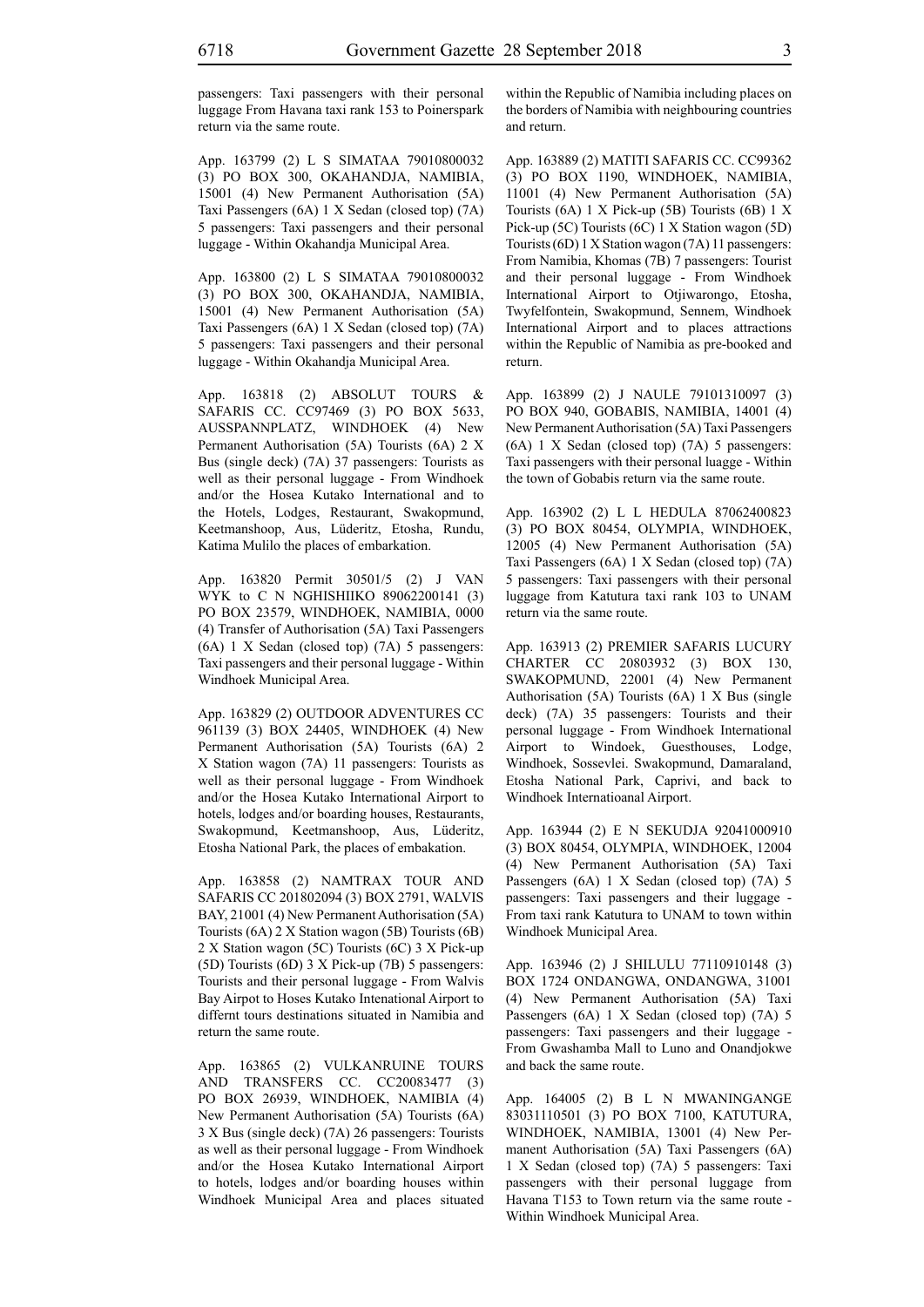passengers: Taxi passengers with their personal luggage From Havana taxi rank 153 to Poinerspark return via the same route.

App. 163799 (2) L S SIMATAA 79010800032 (3) PO BOX 300, OKAHANDJA, NAMIBIA, 15001 (4) New Permanent Authorisation (5A) Taxi Passengers (6A) 1 X Sedan (closed top) (7A) 5 passengers: Taxi passengers and their personal luggage - Within Okahandja Municipal Area.

App. 163800 (2) L S SIMATAA 79010800032 (3) PO BOX 300, OKAHANDJA, NAMIBIA, 15001 (4) New Permanent Authorisation (5A) Taxi Passengers (6A) 1 X Sedan (closed top) (7A) 5 passengers: Taxi passengers and their personal luggage - Within Okahandja Municipal Area.

App. 163818 (2) ABSOLUT TOURS & SAFARIS CC. CC97469 (3) PO BOX 5633, AUSSPANNPLATZ, WINDHOEK (4) New Permanent Authorisation (5A) Tourists (6A) 2 X Bus (single deck) (7A) 37 passengers: Tourists as well as their personal luggage - From Windhoek and/or the Hosea Kutako International and to the Hotels, Lodges, Restaurant, Swakopmund, Keetmanshoop, Aus, Lüderitz, Etosha, Rundu, Katima Mulilo the places of embarkation.

App. 163820 Permit 30501/5 (2) J VAN WYK to C N NGHISHIIKO 89062200141 (3) PO BOX 23579, WINDHOEK, NAMIBIA, 0000 (4) Transfer of Authorisation (5A) Taxi Passengers (6A) 1 X Sedan (closed top) (7A) 5 passengers: Taxi passengers and their personal luggage - Within Windhoek Municipal Area.

App. 163829 (2) OUTDOOR ADVENTURES CC 961139 (3) BOX 24405, WINDHOEK (4) New Permanent Authorisation (5A) Tourists (6A) 2 X Station wagon (7A) 11 passengers: Tourists as well as their personal luggage - From Windhoek and/or the Hosea Kutako International Airport to hotels, lodges and/or boarding houses, Restaurants, Swakopmund, Keetmanshoop, Aus, Lüderitz, Etosha National Park, the places of embakation.

App. 163858 (2) NAMTRAX TOUR AND SAFARIS CC 201802094 (3) BOX 2791, WALVIS BAY, 21001 (4) New Permanent Authorisation (5A) Tourists (6A) 2 X Station wagon (5B) Tourists (6B) 2 X Station wagon (5C) Tourists (6C) 3 X Pick-up (5D) Tourists (6D) 3 X Pick-up (7B) 5 passengers: Tourists and their personal luggage - From Walvis Bay Airpot to Hoses Kutako Intenational Airport to differnt tours destinations situated in Namibia and return the same route.

App. 163865 (2) VULKANRUINE TOURS AND TRANSFERS CC. CC20083477 (3) PO BOX 26939, WINDHOEK, NAMIBIA (4) New Permanent Authorisation (5A) Tourists (6A) 3 X Bus (single deck) (7A) 26 passengers: Tourists as well as their personal luggage - From Windhoek and/or the Hosea Kutako International Airport to hotels, lodges and/or boarding houses within Windhoek Municipal Area and places situated within the Republic of Namibia including places on the borders of Namibia with neighbouring countries and return.

App. 163889 (2) MATITI SAFARIS CC. CC99362 (3) PO BOX 1190, WINDHOEK, NAMIBIA, 11001 (4) New Permanent Authorisation (5A) Tourists (6A) 1 X Pick-up (5B) Tourists (6B) 1 X Pick-up (5C) Tourists (6C) 1 X Station wagon (5D) Tourists (6D) 1 X Station wagon (7A) 11 passengers: From Namibia, Khomas (7B) 7 passengers: Tourist and their personal luggage - From Windhoek International Airport to Otjiwarongo, Etosha, Twyfelfontein, Swakopmund, Sennem, Windhoek International Airport and to places attractions within the Republic of Namibia as pre-booked and return.

App. 163899 (2) J NAULE 79101310097 (3) PO BOX 940, GOBABIS, NAMIBIA, 14001 (4) New Permanent Authorisation (5A) Taxi Passengers (6A) 1 X Sedan (closed top) (7A) 5 passengers: Taxi passengers with their personal luagge - Within the town of Gobabis return via the same route.

App. 163902 (2) L L HEDULA 87062400823 (3) PO BOX 80454, OLYMPIA, WINDHOEK, 12005 (4) New Permanent Authorisation (5A) Taxi Passengers (6A) 1 X Sedan (closed top) (7A) 5 passengers: Taxi passengers with their personal luggage from Katutura taxi rank 103 to UNAM return via the same route.

App. 163913 (2) PREMIER SAFARIS LUCURY CHARTER CC 20803932 (3) BOX 130, SWAKOPMUND, 22001 (4) New Permanent Authorisation (5A) Tourists (6A) 1 X Bus (single deck) (7A) 35 passengers: Tourists and their personal luggage - From Windhoek International Airport to Windoek, Guesthouses, Lodge, Windhoek, Sossevlei. Swakopmund, Damaraland, Etosha National Park, Caprivi, and back to Windhoek Internatioanal Airport.

App. 163944 (2) E N SEKUDJA 92041000910 (3) BOX 80454, OLYMPIA, WINDHOEK, 12004 (4) New Permanent Authorisation (5A) Taxi Passengers (6A) 1 X Sedan (closed top) (7A) 5 passengers: Taxi passengers and their luggage - From taxi rank Katutura to UNAM to town within Windhoek Municipal Area.

App. 163946 (2) J SHILULU 77110910148 (3) BOX 1724 ONDANGWA, ONDANGWA, 31001 (4) New Permanent Authorisation (5A) Taxi Passengers (6A) 1 X Sedan (closed top) (7A) 5 passengers: Taxi passengers and their luggage - From Gwashamba Mall to Luno and Onandjokwe and back the same route.

App. 164005 (2) B L N MWANINGANGE 83031110501 (3) PO BOX 7100, KATUTURA, WINDHOEK, NAMIBIA, 13001 (4) New Permanent Authorisation (5A) Taxi Passengers (6A) 1 X Sedan (closed top) (7A) 5 passengers: Taxi passengers with their personal luggage from Havana T153 to Town return via the same route - Within Windhoek Municipal Area.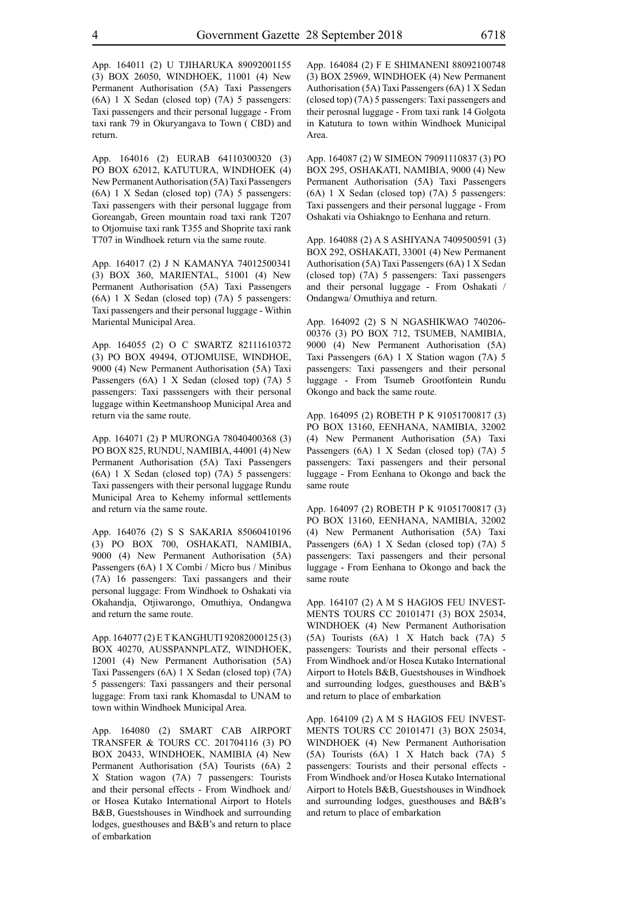App. 164011 (2) U TJIHARUKA 89092001155 (3) BOX 26050, WINDHOEK, 11001 (4) New Permanent Authorisation (5A) Taxi Passengers (6A) 1 X Sedan (closed top) (7A) 5 passengers: Taxi passengers and their personal luggage - From taxi rank 79 in Okuryangava to Town ( CBD) and return.

App. 164016 (2) EURAB 64110300320 (3) PO BOX 62012, KATUTURA, WINDHOEK (4) New Permanent Authorisation (5A) Taxi Passengers (6A) 1 X Sedan (closed top) (7A) 5 passengers: Taxi passengers with their personal luggage from Goreangab, Green mountain road taxi rank T207 to Otjomuise taxi rank T355 and Shoprite taxi rank T707 in Windhoek return via the same route.

App. 164017 (2) J N KAMANYA 74012500341 (3) BOX 360, MARIENTAL, 51001 (4) New Permanent Authorisation (5A) Taxi Passengers (6A) 1 X Sedan (closed top) (7A) 5 passengers: Taxi passengers and their personal luggage - Within Mariental Municipal Area.

App. 164055 (2) O C SWARTZ 82111610372 (3) PO BOX 49494, OTJOMUISE, WINDHOE, 9000 (4) New Permanent Authorisation (5A) Taxi Passengers (6A) 1 X Sedan (closed top) (7A) 5 passengers: Taxi passsengers with their personal luggage within Keetmanshoop Municipal Area and return via the same route.

App. 164071 (2) P MURONGA 78040400368 (3) PO BOX 825, RUNDU, NAMIBIA, 44001 (4) New Permanent Authorisation (5A) Taxi Passengers (6A) 1 X Sedan (closed top) (7A) 5 passengers: Taxi passengers with their personal luggage Rundu Municipal Area to Kehemy informal settlements and return via the same route.

App. 164076 (2) S S SAKARIA 85060410196 (3) PO BOX 700, OSHAKATI, NAMIBIA, 9000 (4) New Permanent Authorisation (5A) Passengers (6A) 1 X Combi / Micro bus / Minibus (7A) 16 passengers: Taxi passangers and their personal luggage: From Windhoek to Oshakati via Okahandja, Otjiwarongo, Omuthiya, Ondangwa and return the same route.

App. 164077 (2) E T KANGHUTI 92082000125 (3) BOX 40270, AUSSPANNPLATZ, WINDHOEK, 12001 (4) New Permanent Authorisation (5A) Taxi Passengers (6A) 1 X Sedan (closed top) (7A) 5 passengers: Taxi passangers and their personal luggage: From taxi rank Khomasdal to UNAM to town within Windhoek Municipal Area.

App. 164080 (2) SMART CAB AIRPORT TRANSFER & TOURS CC. 201704116 (3) PO BOX 20433, WINDHOEK, NAMIBIA (4) New Permanent Authorisation (5A) Tourists (6A) 2 X Station wagon (7A) 7 passengers: Tourists and their personal effects - From Windhoek and/or Hosea Kutako International Airport to Hotels B&B, Guestshouses in Windhoek and surrounding lodges, guesthouses and B&B's and return to place of embarkation

App. 164084 (2) F E SHIMANENI 88092100748 (3) BOX 25969, WINDHOEK (4) New Permanent Authorisation (5A) Taxi Passengers (6A) 1 X Sedan (closed top) (7A) 5 passengers: Taxi passengers and their perosnal luggage - From taxi rank 14 Golgota in Katutura to town within Windhoek Municipal Area.

App. 164087 (2) W SIMEON 79091110837 (3) PO BOX 295, OSHAKATI, NAMIBIA, 9000 (4) New Permanent Authorisation (5A) Taxi Passengers (6A) 1 X Sedan (closed top) (7A) 5 passengers: Taxi passengers and their personal luggage - From Oshakati via Oshiakngo to Eenhana and return.

App. 164088 (2) A S ASHIYANA 7409500591 (3) BOX 292, OSHAKATI, 33001 (4) New Permanent Authorisation (5A) Taxi Passengers (6A) 1 X Sedan (closed top) (7A) 5 passengers: Taxi passengers and their personal luggage - From Oshakati / Ondangwa/ Omuthiya and return.

App. 164092 (2) S N NGASHIKWAO 740206-00376 (3) PO BOX 712, TSUMEB, NAMIBIA, 9000 (4) New Permanent Authorisation (5A) Taxi Passengers (6A) 1 X Station wagon (7A) 5 passengers: Taxi passengers and their personal luggage - From Tsumeb Grootfontein Rundu Okongo and back the same route.

App. 164095 (2) ROBETH P K 91051700817 (3) PO BOX 13160, EENHANA, NAMIBIA, 32002 (4) New Permanent Authorisation (5A) Taxi Passengers (6A) 1 X Sedan (closed top) (7A) 5 passengers: Taxi passengers and their personal luggage - From Eenhana to Okongo and back the same route

App. 164097 (2) ROBETH P K 91051700817 (3) PO BOX 13160, EENHANA, NAMIBIA, 32002 (4) New Permanent Authorisation (5A) Taxi Passengers (6A) 1 X Sedan (closed top) (7A) 5 passengers: Taxi passengers and their personal luggage - From Eenhana to Okongo and back the same route

App. 164107 (2) A M S HAGIOS FEU INVESTMENTS TOURS CC 20101471 (3) BOX 25034, WINDHOEK (4) New Permanent Authorisation (5A) Tourists (6A) 1 X Hatch back (7A) 5 passengers: Tourists and their personal effects - From Windhoek and/or Hosea Kutako International Airport to Hotels B&B, Guestshouses in Windhoek and surrounding lodges, guesthouses and B&B's and return to place of embarkation

App. 164109 (2) A M S HAGIOS FEU INVESTMENTS TOURS CC 20101471 (3) BOX 25034, WINDHOEK (4) New Permanent Authorisation (5A) Tourists (6A) 1 X Hatch back (7A) 5 passengers: Tourists and their personal effects - From Windhoek and/or Hosea Kutako International Airport to Hotels B&B, Guestshouses in Windhoek and surrounding lodges, guesthouses and B&B's and return to place of embarkation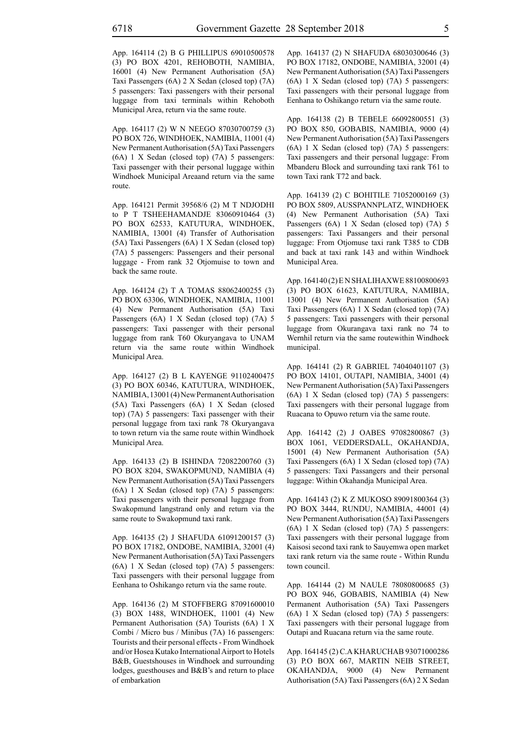App. 164114 (2) B G PHILLIPUS 69010500578 (3) PO BOX 4201, REHOBOTH, NAMIBIA, 16001 (4) New Permanent Authorisation (5A) Taxi Passengers (6A) 2 X Sedan (closed top) (7A) 5 passengers: Taxi passengers with their personal luggage from taxi terminals within Rehoboth Municipal Area, return via the same route.

App. 164117 (2) W N NEEGO 87030700759 (3) PO BOX 726, WINDHOEK, NAMIBIA, 11001 (4) New Permanent Authorisation (5A) Taxi Passengers (6A) 1 X Sedan (closed top) (7A) 5 passengers: Taxi passenger with their personal luggage within Windhoek Municipal Areaand return via the same route.

App. 164121 Permit 39568/6 (2) M T NDJODHI to P T TSHEEHAMANDJE 83060910464 (3) PO BOX 62533, KATUTURA, WINDHOEK, NAMIBIA, 13001 (4) Transfer of Authorisation (5A) Taxi Passengers (6A) 1 X Sedan (closed top) (7A) 5 passengers: Passengers and their personal luggage - From rank 32 Otjomuise to town and back the same route.

App. 164124 (2) T A TOMAS 88062400255 (3) PO BOX 63306, WINDHOEK, NAMIBIA, 11001 (4) New Permanent Authorisation (5A) Taxi Passengers (6A) 1 X Sedan (closed top) (7A) 5 passengers: Taxi passenger with their personal luggage from rank T60 Okuryangava to UNAM return via the same route within Windhoek Municipal Area.

App. 164127 (2) B L KAYENGE 91102400475 (3) PO BOX 60346, KATUTURA, WINDHOEK, NAMIBIA, 13001 (4) New Permanent Authorisation (5A) Taxi Passengers (6A) 1 X Sedan (closed top) (7A) 5 passengers: Taxi passenger with their personal luggage from taxi rank 78 Okuryangava to town return via the same route within Windhoek Municipal Area.

App. 164133 (2) B ISHINDA 72082200760 (3) PO BOX 8204, SWAKOPMUND, NAMIBIA (4) New Permanent Authorisation (5A) Taxi Passengers (6A) 1 X Sedan (closed top) (7A) 5 passengers: Taxi passengers with their personal luggage from Swakopmund langstrand only and return via the same route to Swakopmund taxi rank.

App. 164135 (2) J SHAFUDA 61091200157 (3) PO BOX 17182, ONDOBE, NAMIBIA, 32001 (4) New Permanent Authorisation (5A) Taxi Passengers (6A) 1 X Sedan (closed top) (7A) 5 passengers: Taxi passengers with their personal luggage from Eenhana to Oshikango return via the same route.

App. 164136 (2) M STOFFBERG 87091600010 (3) BOX 1488, WINDHOEK, NAMIBIA, 11001 (4) New Permanent Authorisation (5A) Tourists (6A) 1 X Combi / Micro bus / Minibus (7A) 16 passengers: Tourists and their personal effects - From Windhoek and/or Hosea Kutako International Airport to Hotels B&B, Guestshouses in Windhoek and surrounding lodges, guesthouses and B&B's and return to place of embarkation

App. 164137 (2) N SHAFUDA 68030300646 (3) PO BOX 17182, ONDOBE, NAMIBIA, 32001 (4) New Permanent Authorisation (5A) Taxi Passengers (6A) 1 X Sedan (closed top) (7A) 5 passengers: Taxi passengers with their personal luggage from Eenhana to Oshikango return via the same route.

App. 164138 (2) B TEBELE 66092800551 (3) PO BOX 850, GOBABIS, NAMIBIA, 9000 (4) New Permanent Authorisation (5A) Taxi Passengers (6A) 1 X Sedan (closed top) (7A) 5 passengers: Taxi passengers and their personal luggage: From Mbanderu Block and surrounding taxi rank T61 to town Taxi rank T72 and back.

App. 164139 (2) C BOHITILE 71052000169 (3) PO BOX 5809, AUSSPANNPLATZ, WINDHOEK (4) New Permanent Authorisation (5A) Taxi Passengers (6A) 1 X Sedan (closed top) (7A) 5 passengers: Taxi Passangers and their personal luggage: From Otjomuse taxi rank T385 to CDB and back at taxi rank 143 and within Windhoek Municipal Area.

App. 164140 (2) E N SHALIHAXWE 88100800693 (3) PO BOX 61623, KATUTURA, NAMIBIA, 13001 (4) New Permanent Authorisation (5A) Taxi Passengers (6A) 1 X Sedan (closed top) (7A) 5 passengers: Taxi passengers with their personal luggage from Okurangava taxi rank no 74 to Wernhil return via the same routewithin Windhoek municipal.

App. 164141 (2) R GABRIEL 74040401107 (3) PO BOX 14101, OUTAPI, NAMIBIA, 34001 (4) New Permanent Authorisation (5A) Taxi Passengers (6A) 1 X Sedan (closed top) (7A) 5 passengers: Taxi passengers with their personal luggage from Ruacana to Opuwo return via the same route.

App. 164142 (2) J OABES 97082800867 (3) BOX 1061, VEDDERSDALL, OKAHANDJA, 15001 (4) New Permanent Authorisation (5A) Taxi Passengers (6A) 1 X Sedan (closed top) (7A) 5 passengers: Taxi Passangers and their personal luggage: Within Okahandja Municipal Area.

App. 164143 (2) K Z MUKOSO 89091800364 (3) PO BOX 3444, RUNDU, NAMIBIA, 44001 (4) New Permanent Authorisation (5A) Taxi Passengers (6A) 1 X Sedan (closed top) (7A) 5 passengers: Taxi passengers with their personal luggage from Kaisosi second taxi rank to Sauyemwa open market taxi rank return via the same route - Within Rundu town council.

App. 164144 (2) M NAULE 78080800685 (3) PO BOX 946, GOBABIS, NAMIBIA (4) New Permanent Authorisation (5A) Taxi Passengers (6A) 1 X Sedan (closed top) (7A) 5 passengers: Taxi passengers with their personal luggage from Outapi and Ruacana return via the same route.

App. 164145 (2) C.A KHARUCHAB 93071000286 (3) P.O BOX 667, MARTIN NEIB STREET, OKAHANDJA, 9000 (4) New Permanent Authorisation (5A) Taxi Passengers (6A) 2 X Sedan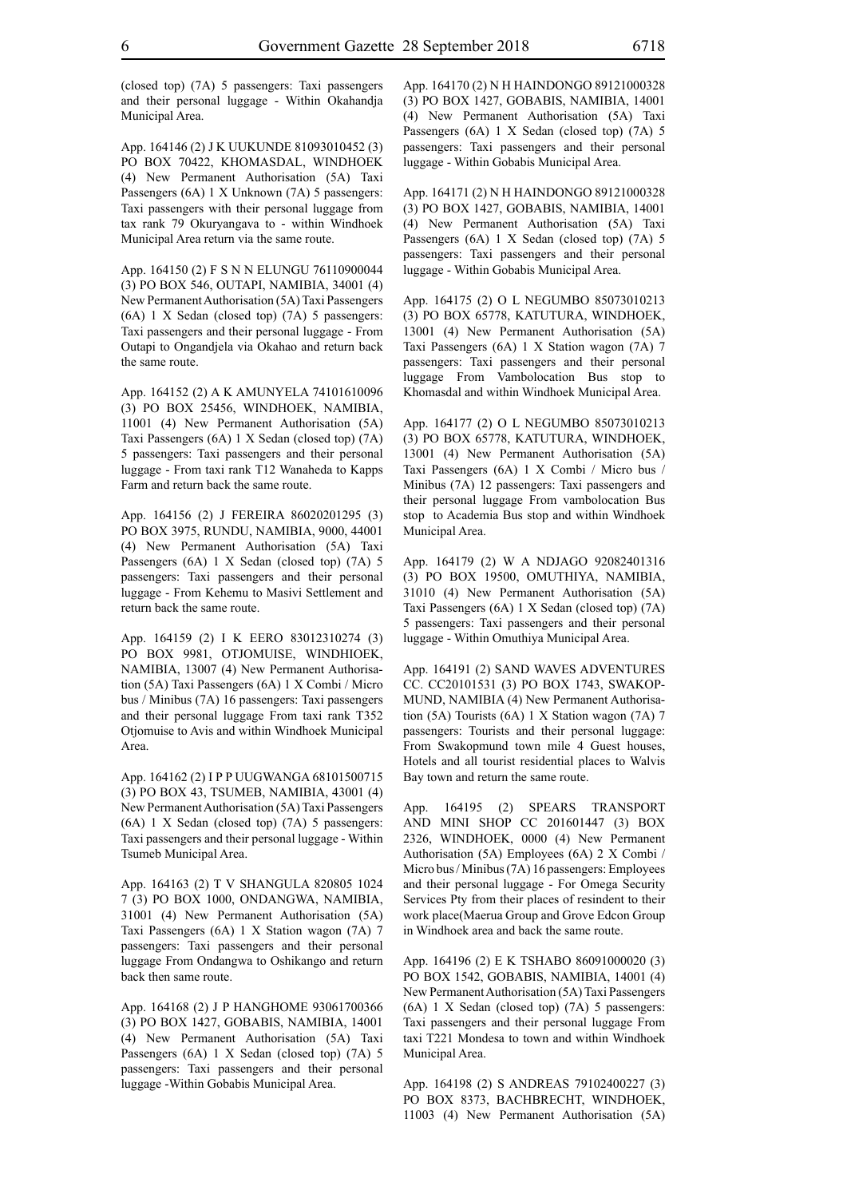(closed top) (7A) 5 passengers: Taxi passengers and their personal luggage - Within Okahandja Municipal Area.

App. 164146 (2) J K UUKUNDE 81093010452 (3) PO BOX 70422, KHOMASDAL, WINDHOEK (4) New Permanent Authorisation (5A) Taxi Passengers (6A) 1 X Unknown (7A) 5 passengers: Taxi passengers with their personal luggage from tax rank 79 Okuryangava to - within Windhoek Municipal Area return via the same route.

App. 164150 (2) F S N N ELUNGU 76110900044 (3) PO BOX 546, OUTAPI, NAMIBIA, 34001 (4) New Permanent Authorisation (5A) Taxi Passengers (6A) 1 X Sedan (closed top) (7A) 5 passengers: Taxi passengers and their personal luggage - From Outapi to Ongandjela via Okahao and return back the same route.

App. 164152 (2) A K AMUNYELA 74101610096 (3) PO BOX 25456, WINDHOEK, NAMIBIA, 11001 (4) New Permanent Authorisation (5A) Taxi Passengers (6A) 1 X Sedan (closed top) (7A) 5 passengers: Taxi passengers and their personal luggage - From taxi rank T12 Wanaheda to Kapps Farm and return back the same route.

App. 164156 (2) J FEREIRA 86020201295 (3) PO BOX 3975, RUNDU, NAMIBIA, 9000, 44001 (4) New Permanent Authorisation (5A) Taxi Passengers (6A) 1 X Sedan (closed top) (7A) 5 passengers: Taxi passengers and their personal luggage - From Kehemu to Masivi Settlement and return back the same route.

App. 164159 (2) I K EERO 83012310274 (3) PO BOX 9981, OTJOMUISE, WINDHIOEK, NAMIBIA, 13007 (4) New Permanent Authorisation (5A) Taxi Passengers (6A) 1 X Combi / Micro bus / Minibus (7A) 16 passengers: Taxi passengers and their personal luggage From taxi rank T352 Otjomuise to Avis and within Windhoek Municipal Area.

App. 164162 (2) I P P UUGWANGA 68101500715 (3) PO BOX 43, TSUMEB, NAMIBIA, 43001 (4) New Permanent Authorisation (5A) Taxi Passengers (6A) 1 X Sedan (closed top) (7A) 5 passengers: Taxi passengers and their personal luggage - Within Tsumeb Municipal Area.

App. 164163 (2) T V SHANGULA 820805 1024 7 (3) PO BOX 1000, ONDANGWA, NAMIBIA, 31001 (4) New Permanent Authorisation (5A) Taxi Passengers (6A) 1 X Station wagon (7A) 7 passengers: Taxi passengers and their personal luggage From Ondangwa to Oshikango and return back then same route.

App. 164168 (2) J P HANGHOME 93061700366 (3) PO BOX 1427, GOBABIS, NAMIBIA, 14001 (4) New Permanent Authorisation (5A) Taxi Passengers (6A) 1 X Sedan (closed top) (7A) 5 passengers: Taxi passengers and their personal luggage -Within Gobabis Municipal Area.

App. 164170 (2) N H HAINDONGO 89121000328 (3) PO BOX 1427, GOBABIS, NAMIBIA, 14001 (4) New Permanent Authorisation (5A) Taxi Passengers (6A) 1 X Sedan (closed top) (7A) 5 passengers: Taxi passengers and their personal luggage - Within Gobabis Municipal Area.

App. 164171 (2) N H HAINDONGO 89121000328 (3) PO BOX 1427, GOBABIS, NAMIBIA, 14001 (4) New Permanent Authorisation (5A) Taxi Passengers (6A) 1 X Sedan (closed top) (7A) 5 passengers: Taxi passengers and their personal luggage - Within Gobabis Municipal Area.

App. 164175 (2) O L NEGUMBO 85073010213 (3) PO BOX 65778, KATUTURA, WINDHOEK, 13001 (4) New Permanent Authorisation (5A) Taxi Passengers (6A) 1 X Station wagon (7A) 7 passengers: Taxi passengers and their personal luggage From Vambolocation Bus stop to Khomasdal and within Windhoek Municipal Area.

App. 164177 (2) O L NEGUMBO 85073010213 (3) PO BOX 65778, KATUTURA, WINDHOEK, 13001 (4) New Permanent Authorisation (5A) Taxi Passengers (6A) 1 X Combi / Micro bus / Minibus (7A) 12 passengers: Taxi passengers and their personal luggage From vambolocation Bus stop to Academia Bus stop and within Windhoek Municipal Area.

App. 164179 (2) W A NDJAGO 92082401316 (3) PO BOX 19500, OMUTHIYA, NAMIBIA, 31010 (4) New Permanent Authorisation (5A) Taxi Passengers (6A) 1 X Sedan (closed top) (7A) 5 passengers: Taxi passengers and their personal luggage - Within Omuthiya Municipal Area.

App. 164191 (2) SAND WAVES ADVENTURES CC. CC20101531 (3) PO BOX 1743, SWAKOPMUND, NAMIBIA (4) New Permanent Authorisation (5A) Tourists (6A) 1 X Station wagon (7A) 7 passengers: Tourists and their personal luggage: From Swakopmund town mile 4 Guest houses, Hotels and all tourist residential places to Walvis Bay town and return the same route.

App. 164195 (2) SPEARS TRANSPORT AND MINI SHOP CC 201601447 (3) BOX 2326, WINDHOEK, 0000 (4) New Permanent Authorisation (5A) Employees (6A) 2 X Combi / Micro bus / Minibus (7A) 16 passengers: Employees and their personal luggage - For Omega Security Services Pty from their places of resindent to their work place(Maerua Group and Grove Edcon Group in Windhoek area and back the same route.

App. 164196 (2) E K TSHABO 86091000020 (3) PO BOX 1542, GOBABIS, NAMIBIA, 14001 (4) New Permanent Authorisation (5A) Taxi Passengers (6A) 1 X Sedan (closed top) (7A) 5 passengers: Taxi passengers and their personal luggage From taxi T221 Mondesa to town and within Windhoek Municipal Area.

App. 164198 (2) S ANDREAS 79102400227 (3) PO BOX 8373, BACHBRECHT, WINDHOEK, 11003 (4) New Permanent Authorisation (5A)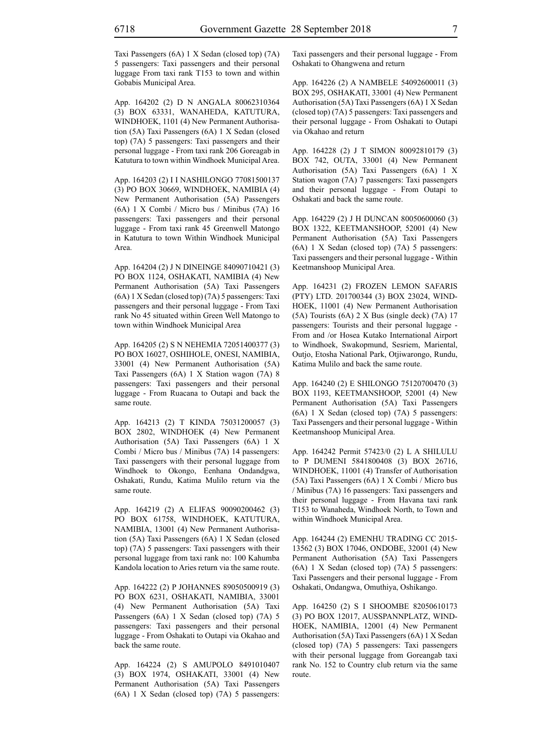Taxi Passengers (6A) 1 X Sedan (closed top) (7A) 5 passengers: Taxi passengers and their personal luggage From taxi rank T153 to town and within Gobabis Municipal Area.

App. 164202 (2) D N ANGALA 80062310364 (3) BOX 63331, WANAHEDA, KATUTURA, WINDHOEK, 1101 (4) New Permanent Authorisation (5A) Taxi Passengers (6A) 1 X Sedan (closed top) (7A) 5 passengers: Taxi passengers and their personal luggage - From taxi rank 206 Goreagab in Katutura to town within Windhoek Municipal Area.

App. 164203 (2) I I NASHILONGO 77081500137 (3) PO BOX 30669, WINDHOEK, NAMIBIA (4) New Permanent Authorisation (5A) Passengers (6A) 1 X Combi / Micro bus / Minibus (7A) 16 passengers: Taxi passengers and their personal luggage - From taxi rank 45 Greenwell Matongo in Katutura to town Within Windhoek Municipal Area.

App. 164204 (2) J N DINEINGE 84090710421 (3) PO BOX 1124, OSHAKATI, NAMIBIA (4) New Permanent Authorisation (5A) Taxi Passengers (6A) 1 X Sedan (closed top) (7A) 5 passengers: Taxi passengers and their personal luggage - From Taxi rank No 45 situated within Green Well Matongo to town within Windhoek Municipal Area

App. 164205 (2) S N NEHEMIA 72051400377 (3) PO BOX 16027, OSHIHOLE, ONESI, NAMIBIA, 33001 (4) New Permanent Authorisation (5A) Taxi Passengers (6A) 1 X Station wagon (7A) 8 passengers: Taxi passengers and their personal luggage - From Ruacana to Outapi and back the same route.

App. 164213 (2) T KINDA 75031200057 (3) BOX 2802, WINDHOEK (4) New Permanent Authorisation (5A) Taxi Passengers (6A) 1 X Combi / Micro bus / Minibus (7A) 14 passengers: Taxi passengers with their personal luggage from Windhoek to Okongo, Eenhana Ondandgwa, Oshakati, Rundu, Katima Mulilo return via the same route.

App. 164219 (2) A ELIFAS 90090200462 (3) PO BOX 61758, WINDHOEK, KATUTURA, NAMIBIA, 13001 (4) New Permanent Authorisation (5A) Taxi Passengers (6A) 1 X Sedan (closed top) (7A) 5 passengers: Taxi passengers with their personal luggage from taxi rank no: 100 Kahumba Kandola location to Aries return via the same route.

App. 164222 (2) P JOHANNES 89050500919 (3) PO BOX 6231, OSHAKATI, NAMIBIA, 33001 (4) New Permanent Authorisation (5A) Taxi Passengers (6A) 1 X Sedan (closed top) (7A) 5 passengers: Taxi passengers and their personal luggage - From Oshakati to Outapi via Okahao and back the same route.

App. 164224 (2) S AMUPOLO 8491010407 (3) BOX 1974, OSHAKATI, 33001 (4) New Permanent Authorisation (5A) Taxi Passengers (6A) 1 X Sedan (closed top) (7A) 5 passengers: Taxi passengers and their personal luggage - From Oshakati to Ohangwena and return

App. 164226 (2) A NAMBELE 54092600011 (3) BOX 295, OSHAKATI, 33001 (4) New Permanent Authorisation (5A) Taxi Passengers (6A) 1 X Sedan (closed top) (7A) 5 passengers: Taxi passengers and their personal luggage - From Oshakati to Outapi via Okahao and return

App. 164228 (2) J T SIMON 80092810179 (3) BOX 742, OUTA, 33001 (4) New Permanent Authorisation (5A) Taxi Passengers (6A) 1 X Station wagon (7A) 7 passengers: Taxi passengers and their personal luggage - From Outapi to Oshakati and back the same route.

App. 164229 (2) J H DUNCAN 80050600060 (3) BOX 1322, KEETMANSHOOP, 52001 (4) New Permanent Authorisation (5A) Taxi Passengers (6A) 1 X Sedan (closed top) (7A) 5 passengers: Taxi passengers and their personal luggage - Within Keetmanshoop Municipal Area.

App. 164231 (2) FROZEN LEMON SAFARIS (PTY) LTD. 201700344 (3) BOX 23024, WINDHOEK, 11001 (4) New Permanent Authorisation (5A) Tourists (6A) 2 X Bus (single deck) (7A) 17 passengers: Tourists and their personal luggage - From and /or Hosea Kutako International Airport to Windhoek, Swakopmund, Sesriem, Mariental, Outjo, Etosha National Park, Otjiwarongo, Rundu, Katima Mulilo and back the same route.

App. 164240 (2) E SHILONGO 75120700470 (3) BOX 1193, KEETMANSHOOP, 52001 (4) New Permanent Authorisation (5A) Taxi Passengers (6A) 1 X Sedan (closed top) (7A) 5 passengers: Taxi Passengers and their personal luggage - Within Keetmanshoop Municipal Area.

App. 164242 Permit 57423/0 (2) L A SHILULU to P DUMENI 5841800408 (3) BOX 26716, WINDHOEK, 11001 (4) Transfer of Authorisation (5A) Taxi Passengers (6A) 1 X Combi / Micro bus / Minibus (7A) 16 passengers: Taxi passengers and their personal luggage - From Havana taxi rank T153 to Wanaheda, Windhoek North, to Town and within Windhoek Municipal Area.

App. 164244 (2) EMENHU TRADING CC 2015-13562 (3) BOX 17046, ONDOBE, 32001 (4) New Permanent Authorisation (5A) Taxi Passengers (6A) 1 X Sedan (closed top) (7A) 5 passengers: Taxi Passengers and their personal luggage - From Oshakati, Ondangwa, Omuthiya, Oshikango.

App. 164250 (2) S I SHOOMBE 82050610173 (3) PO BOX 12017, AUSSPANNPLATZ, WINDHOEK, NAMIBIA, 12001 (4) New Permanent Authorisation (5A) Taxi Passengers (6A) 1 X Sedan (closed top) (7A) 5 passengers: Taxi passengers with their personal luggage from Goreangab taxi rank No. 152 to Country club return via the same route.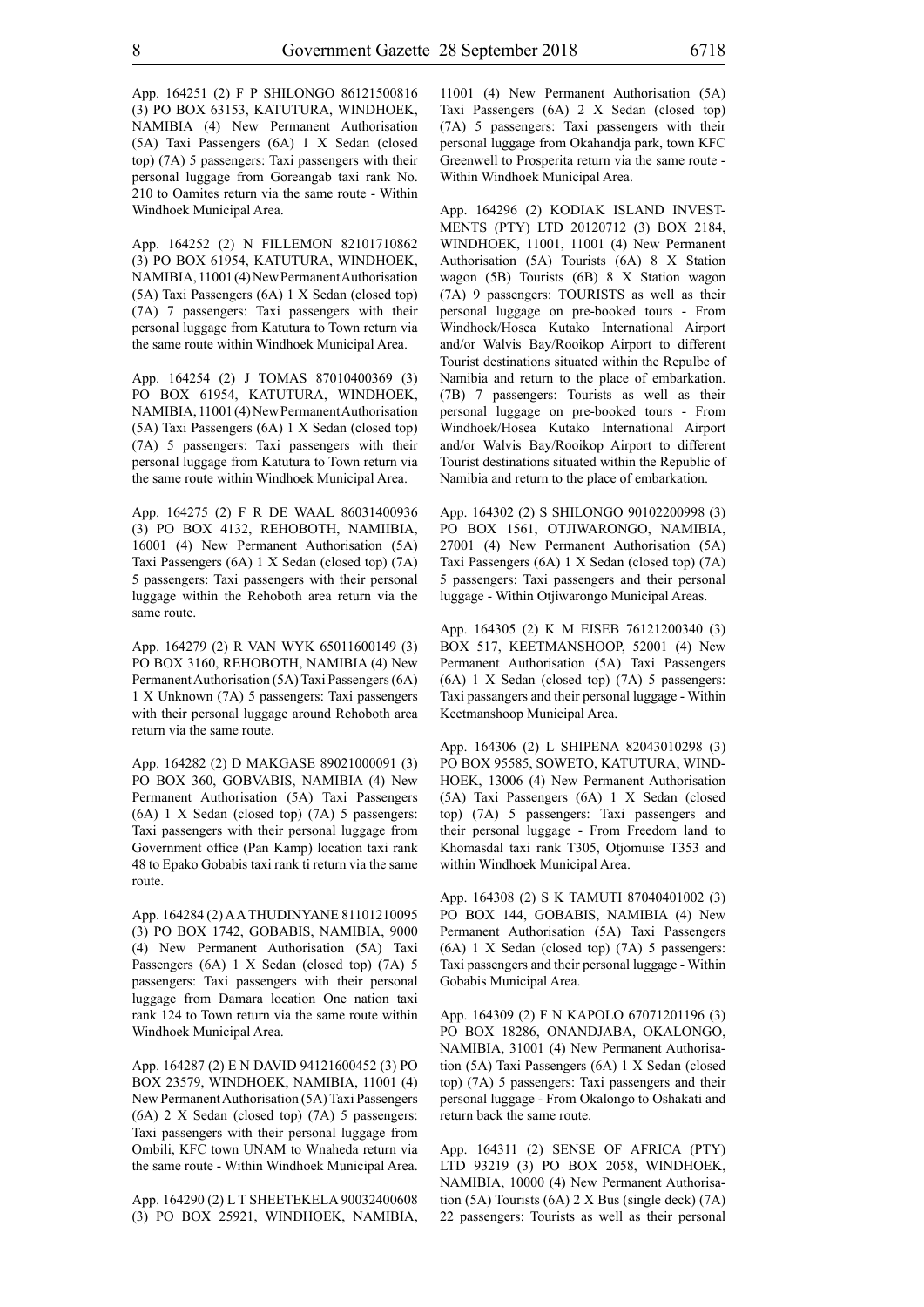App. 164251 (2) F P SHILONGO 86121500816 (3) PO BOX 63153, KATUTURA, WINDHOEK, NAMIBIA (4) New Permanent Authorisation (5A) Taxi Passengers (6A) 1 X Sedan (closed top) (7A) 5 passengers: Taxi passengers with their personal luggage from Goreangab taxi rank No. 210 to Oamites return via the same route - Within Windhoek Municipal Area.

App. 164252 (2) N FILLEMON 82101710862 (3) PO BOX 61954, KATUTURA, WINDHOEK, NAMIBIA, 11001 (4) New Permanent Authorisation (5A) Taxi Passengers (6A) 1 X Sedan (closed top) (7A) 7 passengers: Taxi passengers with their personal luggage from Katutura to Town return via the same route within Windhoek Municipal Area.

App. 164254 (2) J TOMAS 87010400369 (3) PO BOX 61954, KATUTURA, WINDHOEK, NAMIBIA, 11001 (4) New Permanent Authorisation (5A) Taxi Passengers (6A) 1 X Sedan (closed top) (7A) 5 passengers: Taxi passengers with their personal luggage from Katutura to Town return via the same route within Windhoek Municipal Area.

App. 164275 (2) F R DE WAAL 86031400936 (3) PO BOX 4132, REHOBOTH, NAMIIBIA, 16001 (4) New Permanent Authorisation (5A) Taxi Passengers (6A) 1 X Sedan (closed top) (7A) 5 passengers: Taxi passengers with their personal luggage within the Rehoboth area return via the same route.

App. 164279 (2) R VAN WYK 65011600149 (3) PO BOX 3160, REHOBOTH, NAMIBIA (4) New Permanent Authorisation (5A) Taxi Passengers (6A) 1 X Unknown (7A) 5 passengers: Taxi passengers with their personal luggage around Rehoboth area return via the same route.

App. 164282 (2) D MAKGASE 89021000091 (3) PO BOX 360, GOBVABIS, NAMIBIA (4) New Permanent Authorisation (5A) Taxi Passengers (6A) 1 X Sedan (closed top) (7A) 5 passengers: Taxi passengers with their personal luggage from Government office (Pan Kamp) location taxi rank 48 to Epako Gobabis taxi rank ti return via the same route.

App. 164284 (2) A A THUDINYANE 81101210095 (3) PO BOX 1742, GOBABIS, NAMIBIA, 9000 (4) New Permanent Authorisation (5A) Taxi Passengers (6A) 1 X Sedan (closed top) (7A) 5 passengers: Taxi passengers with their personal luggage from Damara location One nation taxi rank 124 to Town return via the same route within Windhoek Municipal Area.

App. 164287 (2) E N DAVID 94121600452 (3) PO BOX 23579, WINDHOEK, NAMIBIA, 11001 (4) New Permanent Authorisation (5A) Taxi Passengers (6A) 2 X Sedan (closed top) (7A) 5 passengers: Taxi passengers with their personal luggage from Ombili, KFC town UNAM to Wnaheda return via the same route - Within Windhoek Municipal Area.

App. 164290 (2) L T SHEETEKELA 90032400608 (3) PO BOX 25921, WINDHOEK, NAMIBIA, 11001 (4) New Permanent Authorisation (5A) Taxi Passengers (6A) 2 X Sedan (closed top) (7A) 5 passengers: Taxi passengers with their personal luggage from Okahandja park, town KFC Greenwell to Prosperita return via the same route - Within Windhoek Municipal Area.

App. 164296 (2) KODIAK ISLAND INVESTMENTS (PTY) LTD 20120712 (3) BOX 2184, WINDHOEK, 11001, 11001 (4) New Permanent Authorisation (5A) Tourists (6A) 8 X Station wagon (5B) Tourists (6B) 8 X Station wagon (7A) 9 passengers: TOURISTS as well as their personal luggage on pre-booked tours - From Windhoek/Hosea Kutako International Airport and/or Walvis Bay/Rooikop Airport to different Tourist destinations situated within the Repulbc of Namibia and return to the place of embarkation. (7B) 7 passengers: Tourists as well as their personal luggage on pre-booked tours - From Windhoek/Hosea Kutako International Airport and/or Walvis Bay/Rooikop Airport to different Tourist destinations situated within the Republic of Namibia and return to the place of embarkation.

App. 164302 (2) S SHILONGO 90102200998 (3) PO BOX 1561, OTJIWARONGO, NAMIBIA, 27001 (4) New Permanent Authorisation (5A) Taxi Passengers (6A) 1 X Sedan (closed top) (7A) 5 passengers: Taxi passengers and their personal luggage - Within Otjiwarongo Municipal Areas.

App. 164305 (2) K M EISEB 76121200340 (3) BOX 517, KEETMANSHOOP, 52001 (4) New Permanent Authorisation (5A) Taxi Passengers (6A) 1 X Sedan (closed top) (7A) 5 passengers: Taxi passangers and their personal luggage - Within Keetmanshoop Municipal Area.

App. 164306 (2) L SHIPENA 82043010298 (3) PO BOX 95585, SOWETO, KATUTURA, WINDHOEK, 13006 (4) New Permanent Authorisation (5A) Taxi Passengers (6A) 1 X Sedan (closed top) (7A) 5 passengers: Taxi passengers and their personal luggage - From Freedom land to Khomasdal taxi rank T305, Otjomuise T353 and within Windhoek Municipal Area.

App. 164308 (2) S K TAMUTI 87040401002 (3) PO BOX 144, GOBABIS, NAMIBIA (4) New Permanent Authorisation (5A) Taxi Passengers (6A) 1 X Sedan (closed top) (7A) 5 passengers: Taxi passengers and their personal luggage - Within Gobabis Municipal Area.

App. 164309 (2) F N KAPOLO 67071201196 (3) PO BOX 18286, ONANDJABA, OKALONGO, NAMIBIA, 31001 (4) New Permanent Authorisation (5A) Taxi Passengers (6A) 1 X Sedan (closed top) (7A) 5 passengers: Taxi passengers and their personal luggage - From Okalongo to Oshakati and return back the same route.

App. 164311 (2) SENSE OF AFRICA (PTY) LTD 93219 (3) PO BOX 2058, WINDHOEK, NAMIBIA, 10000 (4) New Permanent Authorisation (5A) Tourists (6A) 2 X Bus (single deck) (7A) 22 passengers: Tourists as well as their personal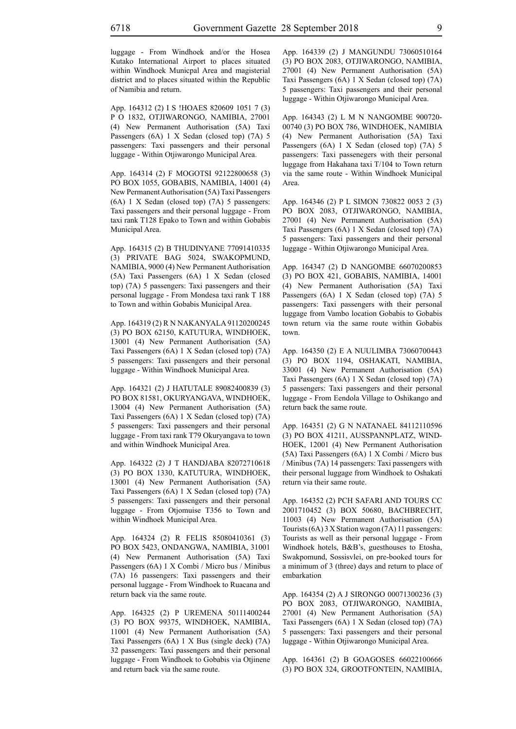luggage - From Windhoek and/or the Hosea Kutako International Airport to places situated within Windhoek Municpal Area and magisterial district and to places situated within the Republic of Namibia and return.

App. 164312 (2) I S !HOAES 820609 1051 7 (3) P O 1832, OTJIWARONGO, NAMIBIA, 27001 (4) New Permanent Authorisation (5A) Taxi Passengers (6A) 1 X Sedan (closed top) (7A) 5 passengers: Taxi passengers and their personal luggage - Within Otjiwarongo Municipal Area.

App. 164314 (2) F MOGOTSI 92122800658 (3) PO BOX 1055, GOBABIS, NAMIBIA, 14001 (4) New Permanent Authorisation (5A) Taxi Passengers (6A) 1 X Sedan (closed top) (7A) 5 passengers: Taxi passengers and their personal luggage - From taxi rank T128 Epako to Town and within Gobabis Municipal Area.

App. 164315 (2) B THUDINYANE 77091410335 (3) PRIVATE BAG 5024, SWAKOPMUND, NAMIBIA, 9000 (4) New Permanent Authorisation (5A) Taxi Passengers (6A) 1 X Sedan (closed top) (7A) 5 passengers: Taxi passengers and their personal luggage - From Mondesa taxi rank T 188 to Town and within Gobabis Municipal Area.

App. 164319 (2) R N NAKANYALA 91120200245 (3) PO BOX 62150, KATUTURA, WINDHOEK, 13001 (4) New Permanent Authorisation (5A) Taxi Passengers (6A) 1 X Sedan (closed top) (7A) 5 passengers: Taxi passengers and their personal luggage - Within Windhoek Municipal Area.

App. 164321 (2) J HATUTALE 89082400839 (3) PO BOX 81581, OKURYANGAVA, WINDHOEK, 13004 (4) New Permanent Authorisation (5A) Taxi Passengers (6A) 1 X Sedan (closed top) (7A) 5 passengers: Taxi passengers and their personal luggage - From taxi rank T79 Okuryangava to town and within Windhoek Municipal Area.

App. 164322 (2) J T HANDJABA 82072710618 (3) PO BOX 1330, KATUTURA, WINDHOEK, 13001 (4) New Permanent Authorisation (5A) Taxi Passengers (6A) 1 X Sedan (closed top) (7A) 5 passengers: Taxi passengers and their personal luggage - From Otjomuise T356 to Town and within Windhoek Municipal Area.

App. 164324 (2) R FELIS 85080410361 (3) PO BOX 5423, ONDANGWA, NAMIBIA, 31001 (4) New Permanent Authorisation (5A) Taxi Passengers (6A) 1 X Combi / Micro bus / Minibus (7A) 16 passengers: Taxi passengers and their personal luggage - From Windhoek to Ruacana and return back via the same route.

App. 164325 (2) P UREMENA 50111400244 (3) PO BOX 99375, WINDHOEK, NAMIBIA, 11001 (4) New Permanent Authorisation (5A) Taxi Passengers (6A) 1 X Bus (single deck) (7A) 32 passengers: Taxi passengers and their personal luggage - From Windhoek to Gobabis via Otjinene and return back via the same route.

App. 164339 (2) J MANGUNDU 73060510164 (3) PO BOX 2083, OTJIWARONGO, NAMIBIA, 27001 (4) New Permanent Authorisation (5A) Taxi Passengers (6A) 1 X Sedan (closed top) (7A) 5 passengers: Taxi passengers and their personal luggage - Within Otjiwarongo Municipal Area.

App. 164343 (2) L M N NANGOMBE 900720-00740 (3) PO BOX 786, WINDHOEK, NAMIBIA (4) New Permanent Authorisation (5A) Taxi Passengers (6A) 1 X Sedan (closed top) (7A) 5 passengers: Taxi passenegers with their personal luggage from Hakahana taxi T/104 to Town return via the same route - Within Windhoek Municipal Area.

App. 164346 (2) P L SIMON 730822 0053 2 (3) PO BOX 2083, OTJIWARONGO, NAMIBIA, 27001 (4) New Permanent Authorisation (5A) Taxi Passengers (6A) 1 X Sedan (closed top) (7A) 5 passengers: Taxi passengers and their personal luggage - Within Otjiwarongo Municipal Area.

App. 164347 (2) D NANGOMBE 66070200853 (3) PO BOX 421, GOBABIS, NAMIBIA, 14001 (4) New Permanent Authorisation (5A) Taxi Passengers (6A) 1 X Sedan (closed top) (7A) 5 passengers: Taxi passengers with their personal luggage from Vambo location Gobabis to Gobabis town return via the same route within Gobabis town.

App. 164350 (2) E A NUULIMBA 73060700443 (3) PO BOX 1194, OSHAKATI, NAMIBIA, 33001 (4) New Permanent Authorisation (5A) Taxi Passengers (6A) 1 X Sedan (closed top) (7A) 5 passengers: Taxi passengers and their personal luggage - From Eendola Village to Oshikango and return back the same route.

App. 164351 (2) G N NATANAEL 84112110596 (3) PO BOX 41211, AUSSPANNPLATZ, WINDHOEK, 12001 (4) New Permanent Authorisation (5A) Taxi Passengers (6A) 1 X Combi / Micro bus / Minibus (7A) 14 passengers: Taxi passengers with their personal luggage from Windhoek to Oshakati return via their same route.

App. 164352 (2) PCH SAFARI AND TOURS CC 2001710452 (3) BOX 50680, BACHBRECHT, 11003 (4) New Permanent Authorisation (5A) Tourists (6A) 3 X Station wagon (7A) 11 passengers: Tourists as well as their personal luggage - From Windhoek hotels, B&B's, guesthouses to Etosha, Swakpomund, Sossisvlei, on pre-booked tours for a minimum of 3 (three) days and return to place of embarkation

App. 164354 (2) A J SIRONGO 00071300236 (3) PO BOX 2083, OTJIWARONGO, NAMIBIA, 27001 (4) New Permanent Authorisation (5A) Taxi Passengers (6A) 1 X Sedan (closed top) (7A) 5 passengers: Taxi passengers and their personal luggage - Within Otjiwarongo Municipal Area.

App. 164361 (2) B GOAGOSES 66022100666 (3) PO BOX 324, GROOTFONTEIN, NAMIBIA,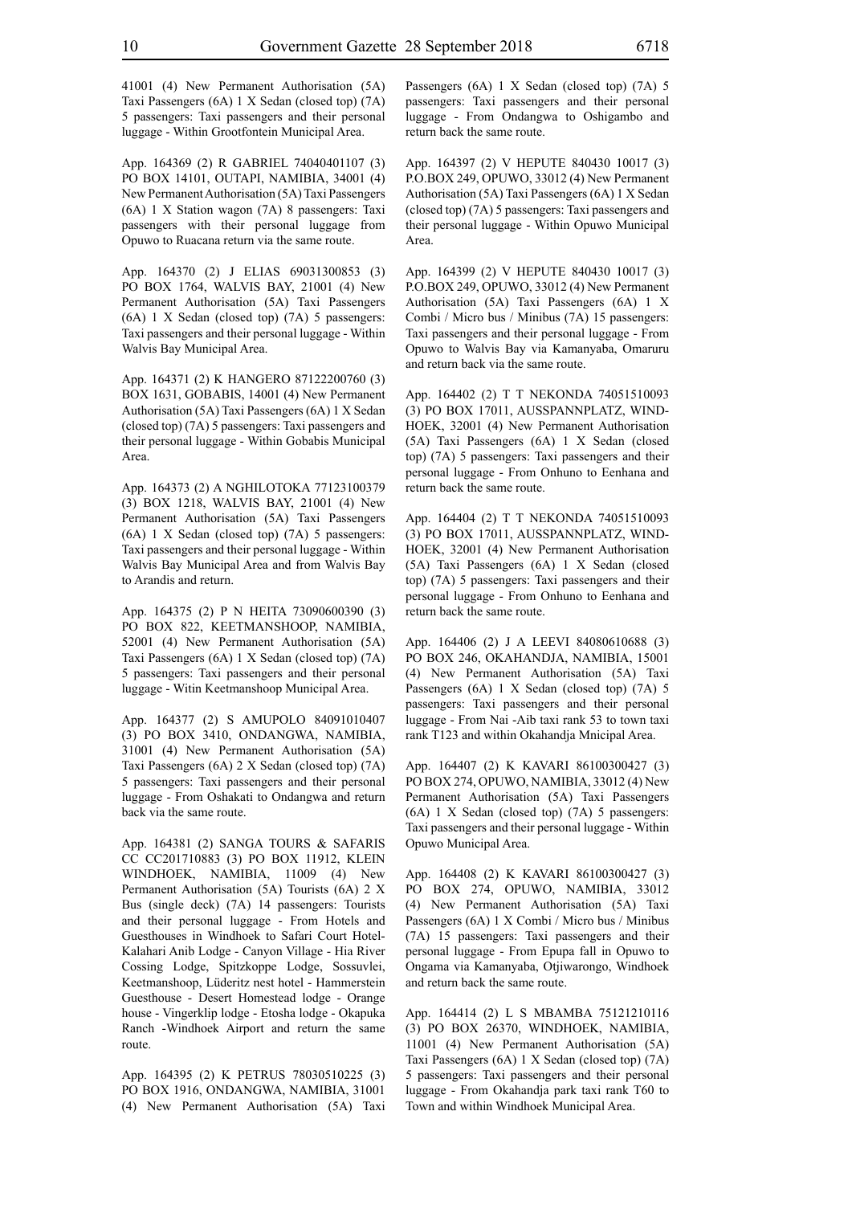41001 (4) New Permanent Authorisation (5A) Taxi Passengers (6A) 1 X Sedan (closed top) (7A) 5 passengers: Taxi passengers and their personal luggage - Within Grootfontein Municipal Area.

App. 164369 (2) R GABRIEL 74040401107 (3) PO BOX 14101, OUTAPI, NAMIBIA, 34001 (4) New Permanent Authorisation (5A) Taxi Passengers (6A) 1 X Station wagon (7A) 8 passengers: Taxi passengers with their personal luggage from Opuwo to Ruacana return via the same route.

App. 164370 (2) J ELIAS 69031300853 (3) PO BOX 1764, WALVIS BAY, 21001 (4) New Permanent Authorisation (5A) Taxi Passengers (6A) 1 X Sedan (closed top) (7A) 5 passengers: Taxi passengers and their personal luggage - Within Walvis Bay Municipal Area.

App. 164371 (2) K HANGERO 87122200760 (3) BOX 1631, GOBABIS, 14001 (4) New Permanent Authorisation (5A) Taxi Passengers (6A) 1 X Sedan (closed top) (7A) 5 passengers: Taxi passengers and their personal luggage - Within Gobabis Municipal Area.

App. 164373 (2) A NGHILOTOKA 77123100379 (3) BOX 1218, WALVIS BAY, 21001 (4) New Permanent Authorisation (5A) Taxi Passengers (6A) 1 X Sedan (closed top) (7A) 5 passengers: Taxi passengers and their personal luggage - Within Walvis Bay Municipal Area and from Walvis Bay to Arandis and return.

App. 164375 (2) P N HEITA 73090600390 (3) PO BOX 822, KEETMANSHOOP, NAMIBIA, 52001 (4) New Permanent Authorisation (5A) Taxi Passengers (6A) 1 X Sedan (closed top) (7A) 5 passengers: Taxi passengers and their personal luggage - Witin Keetmanshoop Municipal Area.

App. 164377 (2) S AMUPOLO 84091010407 (3) PO BOX 3410, ONDANGWA, NAMIBIA, 31001 (4) New Permanent Authorisation (5A) Taxi Passengers (6A) 2 X Sedan (closed top) (7A) 5 passengers: Taxi passengers and their personal luggage - From Oshakati to Ondangwa and return back via the same route.

App. 164381 (2) SANGA TOURS & SAFARIS CC CC201710883 (3) PO BOX 11912, KLEIN WINDHOEK, NAMIBIA, 11009 (4) New Permanent Authorisation (5A) Tourists (6A) 2 X Bus (single deck) (7A) 14 passengers: Tourists and their personal luggage - From Hotels and Guesthouses in Windhoek to Safari Court Hotel-Kalahari Anib Lodge - Canyon Village - Hia River Cossing Lodge, Spitzkoppe Lodge, Sossuvlei, Keetmanshoop, Lüderitz nest hotel - Hammerstein Guesthouse - Desert Homestead lodge - Orange house - Vingerklip lodge - Etosha lodge - Okapuka Ranch -Windhoek Airport and return the same route.

App. 164395 (2) K PETRUS 78030510225 (3) PO BOX 1916, ONDANGWA, NAMIBIA, 31001 (4) New Permanent Authorisation (5A) Taxi Passengers (6A) 1 X Sedan (closed top) (7A) 5 passengers: Taxi passengers and their personal luggage - From Ondangwa to Oshigambo and return back the same route.

App. 164397 (2) V HEPUTE 840430 10017 (3) P.O.BOX 249, OPUWO, 33012 (4) New Permanent Authorisation (5A) Taxi Passengers (6A) 1 X Sedan (closed top) (7A) 5 passengers: Taxi passengers and their personal luggage - Within Opuwo Municipal Area.

App. 164399 (2) V HEPUTE 840430 10017 (3) P.O.BOX 249, OPUWO, 33012 (4) New Permanent Authorisation (5A) Taxi Passengers (6A) 1 X Combi / Micro bus / Minibus (7A) 15 passengers: Taxi passengers and their personal luggage - From Opuwo to Walvis Bay via Kamanyaba, Omaruru and return back via the same route.

App. 164402 (2) T T NEKONDA 74051510093 (3) PO BOX 17011, AUSSPANNPLATZ, WINDHOEK, 32001 (4) New Permanent Authorisation (5A) Taxi Passengers (6A) 1 X Sedan (closed top) (7A) 5 passengers: Taxi passengers and their personal luggage - From Onhuno to Eenhana and return back the same route.

App. 164404 (2) T T NEKONDA 74051510093 (3) PO BOX 17011, AUSSPANNPLATZ, WINDHOEK, 32001 (4) New Permanent Authorisation (5A) Taxi Passengers (6A) 1 X Sedan (closed top) (7A) 5 passengers: Taxi passengers and their personal luggage - From Onhuno to Eenhana and return back the same route.

App. 164406 (2) J A LEEVI 84080610688 (3) PO BOX 246, OKAHANDJA, NAMIBIA, 15001 (4) New Permanent Authorisation (5A) Taxi Passengers (6A) 1 X Sedan (closed top) (7A) 5 passengers: Taxi passengers and their personal luggage - From Nai -Aib taxi rank 53 to town taxi rank T123 and within Okahandja Mnicipal Area.

App. 164407 (2) K KAVARI 86100300427 (3) PO BOX 274, OPUWO, NAMIBIA, 33012 (4) New Permanent Authorisation (5A) Taxi Passengers (6A) 1 X Sedan (closed top) (7A) 5 passengers: Taxi passengers and their personal luggage - Within Opuwo Municipal Area.

App. 164408 (2) K KAVARI 86100300427 (3) PO BOX 274, OPUWO, NAMIBIA, 33012 (4) New Permanent Authorisation (5A) Taxi Passengers (6A) 1 X Combi / Micro bus / Minibus (7A) 15 passengers: Taxi passengers and their personal luggage - From Epupa fall in Opuwo to Ongama via Kamanyaba, Otjiwarongo, Windhoek and return back the same route.

App. 164414 (2) L S MBAMBA 75121210116 (3) PO BOX 26370, WINDHOEK, NAMIBIA, 11001 (4) New Permanent Authorisation (5A) Taxi Passengers (6A) 1 X Sedan (closed top) (7A) 5 passengers: Taxi passengers and their personal luggage - From Okahandja park taxi rank T60 to Town and within Windhoek Municipal Area.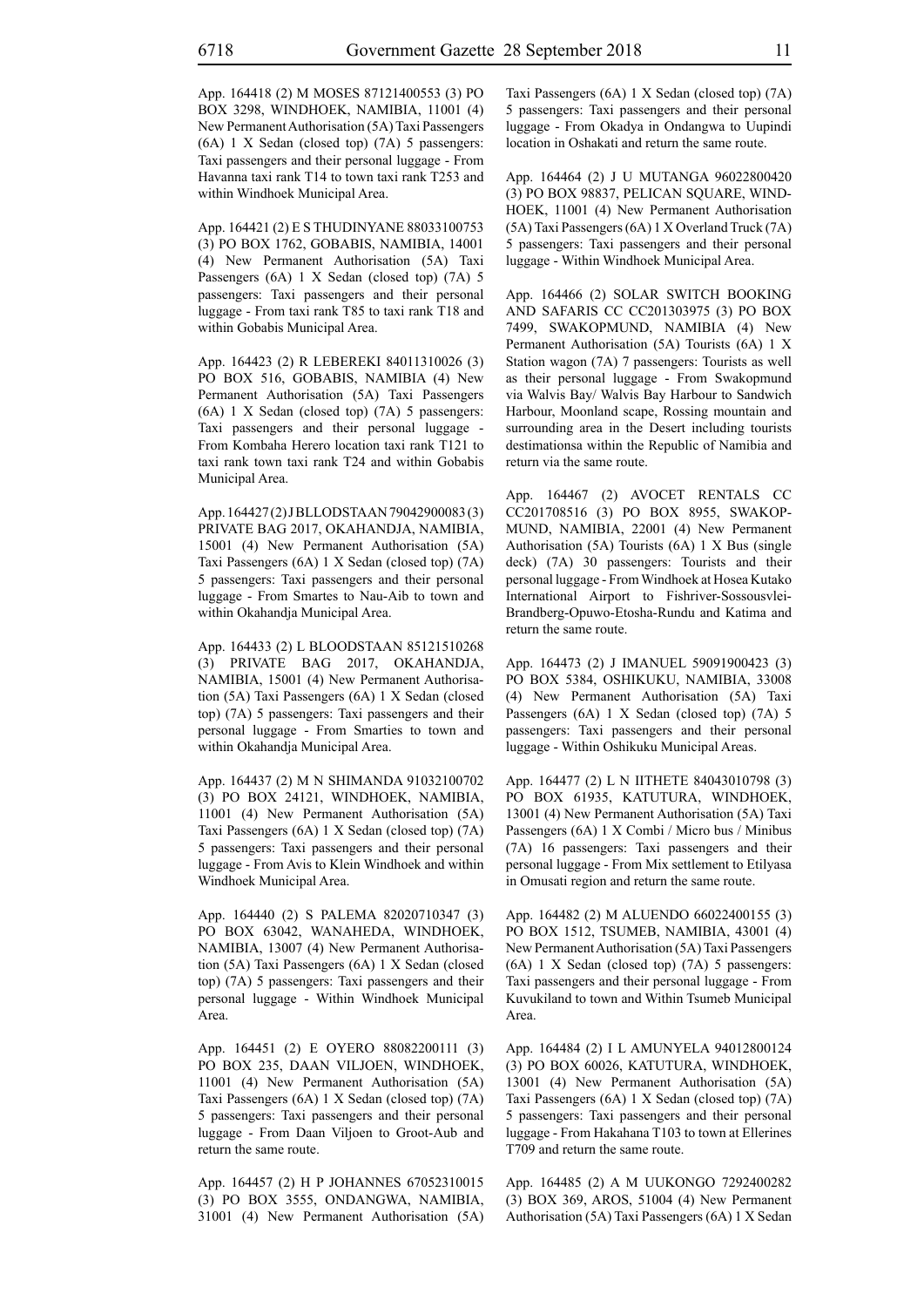App. 164418 (2) M MOSES 87121400553 (3) PO BOX 3298, WINDHOEK, NAMIBIA, 11001 (4) New Permanent Authorisation (5A) Taxi Passengers (6A) 1 X Sedan (closed top) (7A) 5 passengers: Taxi passengers and their personal luggage - From Havanna taxi rank T14 to town taxi rank T253 and within Windhoek Municipal Area.

App. 164421 (2) E S THUDINYANE 88033100753 (3) PO BOX 1762, GOBABIS, NAMIBIA, 14001 (4) New Permanent Authorisation (5A) Taxi Passengers (6A) 1 X Sedan (closed top) (7A) 5 passengers: Taxi passengers and their personal luggage - From taxi rank T85 to taxi rank T18 and within Gobabis Municipal Area.

App. 164423 (2) R LEBEREKI 84011310026 (3) PO BOX 516, GOBABIS, NAMIBIA (4) New Permanent Authorisation (5A) Taxi Passengers (6A) 1 X Sedan (closed top) (7A) 5 passengers: Taxi passengers and their personal luggage - From Kombaha Herero location taxi rank T121 to taxi rank town taxi rank T24 and within Gobabis Municipal Area.

App. 164427 (2) J BLLODSTAAN 79042900083 (3) PRIVATE BAG 2017, OKAHANDJA, NAMIBIA, 15001 (4) New Permanent Authorisation (5A) Taxi Passengers (6A) 1 X Sedan (closed top) (7A) 5 passengers: Taxi passengers and their personal luggage - From Smartes to Nau-Aib to town and within Okahandja Municipal Area.

App. 164433 (2) L BLOODSTAAN 85121510268 (3) PRIVATE BAG 2017, OKAHANDJA, NAMIBIA, 15001 (4) New Permanent Authorisation (5A) Taxi Passengers (6A) 1 X Sedan (closed top) (7A) 5 passengers: Taxi passengers and their personal luggage - From Smarties to town and within Okahandja Municipal Area.

App. 164437 (2) M N SHIMANDA 91032100702 (3) PO BOX 24121, WINDHOEK, NAMIBIA, 11001 (4) New Permanent Authorisation (5A) Taxi Passengers (6A) 1 X Sedan (closed top) (7A) 5 passengers: Taxi passengers and their personal luggage - From Avis to Klein Windhoek and within Windhoek Municipal Area.

App. 164440 (2) S PALEMA 82020710347 (3) PO BOX 63042, WANAHEDA, WINDHOEK, NAMIBIA, 13007 (4) New Permanent Authorisation (5A) Taxi Passengers (6A) 1 X Sedan (closed top) (7A) 5 passengers: Taxi passengers and their personal luggage - Within Windhoek Municipal Area.

App. 164451 (2) E OYERO 88082200111 (3) PO BOX 235, DAAN VILJOEN, WINDHOEK, 11001 (4) New Permanent Authorisation (5A) Taxi Passengers (6A) 1 X Sedan (closed top) (7A) 5 passengers: Taxi passengers and their personal luggage - From Daan Viljoen to Groot-Aub and return the same route.

App. 164457 (2) H P JOHANNES 67052310015 (3) PO BOX 3555, ONDANGWA, NAMIBIA, 31001 (4) New Permanent Authorisation (5A) Taxi Passengers (6A) 1 X Sedan (closed top) (7A) 5 passengers: Taxi passengers and their personal luggage - From Okadya in Ondangwa to Uupindi location in Oshakati and return the same route.

App. 164464 (2) J U MUTANGA 96022800420 (3) PO BOX 98837, PELICAN SQUARE, WINDHOEK, 11001 (4) New Permanent Authorisation (5A) Taxi Passengers (6A) 1 X Overland Truck (7A) 5 passengers: Taxi passengers and their personal luggage - Within Windhoek Municipal Area.

App. 164466 (2) SOLAR SWITCH BOOKING AND SAFARIS CC CC201303975 (3) PO BOX 7499, SWAKOPMUND, NAMIBIA (4) New Permanent Authorisation (5A) Tourists (6A) 1 X Station wagon (7A) 7 passengers: Tourists as well as their personal luggage - From Swakopmund via Walvis Bay/ Walvis Bay Harbour to Sandwich Harbour, Moonland scape, Rossing mountain and surrounding area in the Desert including tourists destimationsa within the Republic of Namibia and return via the same route.

App. 164467 (2) AVOCET RENTALS CC CC201708516 (3) PO BOX 8955, SWAKOPMUND, NAMIBIA, 22001 (4) New Permanent Authorisation (5A) Tourists (6A) 1 X Bus (single deck) (7A) 30 passengers: Tourists and their personal luggage - From Windhoek at Hosea Kutako International Airport to Fishriver-Sossousvlei-Brandberg-Opuwo-Etosha-Rundu and Katima and return the same route.

App. 164473 (2) J IMANUEL 59091900423 (3) PO BOX 5384, OSHIKUKU, NAMIBIA, 33008 (4) New Permanent Authorisation (5A) Taxi Passengers (6A) 1 X Sedan (closed top) (7A) 5 passengers: Taxi passengers and their personal luggage - Within Oshikuku Municipal Areas.

App. 164477 (2) L N IITHETE 84043010798 (3) PO BOX 61935, KATUTURA, WINDHOEK, 13001 (4) New Permanent Authorisation (5A) Taxi Passengers (6A) 1 X Combi / Micro bus / Minibus (7A) 16 passengers: Taxi passengers and their personal luggage - From Mix settlement to Etilyasa in Omusati region and return the same route.

App. 164482 (2) M ALUENDO 66022400155 (3) PO BOX 1512, TSUMEB, NAMIBIA, 43001 (4) New Permanent Authorisation (5A) Taxi Passengers (6A) 1 X Sedan (closed top) (7A) 5 passengers: Taxi passengers and their personal luggage - From Kuvukiland to town and Within Tsumeb Municipal Area.

App. 164484 (2) I L AMUNYELA 94012800124 (3) PO BOX 60026, KATUTURA, WINDHOEK, 13001 (4) New Permanent Authorisation (5A) Taxi Passengers (6A) 1 X Sedan (closed top) (7A) 5 passengers: Taxi passengers and their personal luggage - From Hakahana T103 to town at Ellerines T709 and return the same route.

App. 164485 (2) A M UUKONGO 7292400282 (3) BOX 369, AROS, 51004 (4) New Permanent Authorisation (5A) Taxi Passengers (6A) 1 X Sedan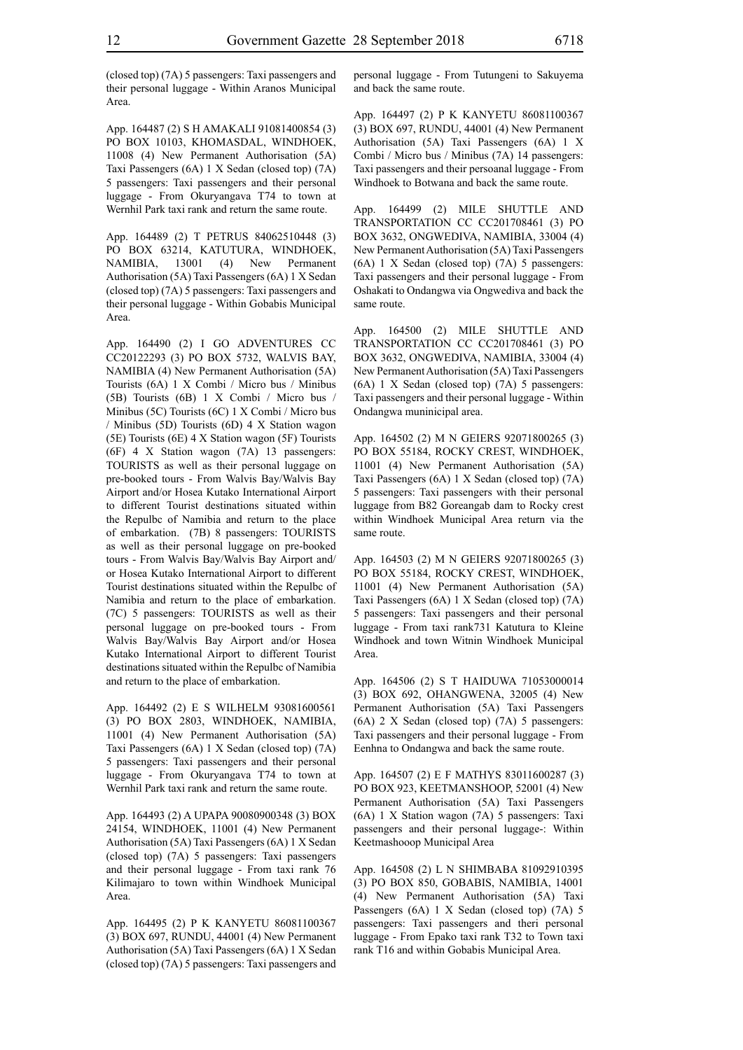(closed top) (7A) 5 passengers: Taxi passengers and their personal luggage - Within Aranos Municipal Area.

App. 164487 (2) S H AMAKALI 91081400854 (3) PO BOX 10103, KHOMASDAL, WINDHOEK, 11008 (4) New Permanent Authorisation (5A) Taxi Passengers (6A) 1 X Sedan (closed top) (7A) 5 passengers: Taxi passengers and their personal luggage - From Okuryangava T74 to town at Wernhil Park taxi rank and return the same route.

App. 164489 (2) T PETRUS 84062510448 (3) PO BOX 63214, KATUTURA, WINDHOEK, NAMIBIA, 13001 (4) New Permanent Authorisation (5A) Taxi Passengers (6A) 1 X Sedan (closed top) (7A) 5 passengers: Taxi passengers and their personal luggage - Within Gobabis Municipal Area.

App. 164490 (2) I GO ADVENTURES CC CC20122293 (3) PO BOX 5732, WALVIS BAY, NAMIBIA (4) New Permanent Authorisation (5A) Tourists (6A) 1 X Combi / Micro bus / Minibus (5B) Tourists (6B) 1 X Combi / Micro bus / Minibus (5C) Tourists (6C) 1 X Combi / Micro bus / Minibus (5D) Tourists (6D) 4 X Station wagon (5E) Tourists (6E) 4 X Station wagon (5F) Tourists (6F) 4 X Station wagon (7A) 13 passengers: TOURISTS as well as their personal luggage on pre-booked tours - From Walvis Bay/Walvis Bay Airport and/or Hosea Kutako International Airport to different Tourist destinations situated within the Repulbc of Namibia and return to the place of embarkation. (7B) 8 passengers: TOURISTS as well as their personal luggage on pre-booked tours - From Walvis Bay/Walvis Bay Airport and/or Hosea Kutako International Airport to different Tourist destinations situated within the Repulbc of Namibia and return to the place of embarkation. (7C) 5 passengers: TOURISTS as well as their personal luggage on pre-booked tours - From Walvis Bay/Walvis Bay Airport and/or Hosea Kutako International Airport to different Tourist destinations situated within the Repulbc of Namibia and return to the place of embarkation.

App. 164492 (2) E S WILHELM 93081600561 (3) PO BOX 2803, WINDHOEK, NAMIBIA, 11001 (4) New Permanent Authorisation (5A) Taxi Passengers (6A) 1 X Sedan (closed top) (7A) 5 passengers: Taxi passengers and their personal luggage - From Okuryangava T74 to town at Wernhil Park taxi rank and return the same route.

App. 164493 (2) A UPAPA 90080900348 (3) BOX 24154, WINDHOEK, 11001 (4) New Permanent Authorisation (5A) Taxi Passengers (6A) 1 X Sedan (closed top) (7A) 5 passengers: Taxi passengers and their personal luggage - From taxi rank 76 Kilimajaro to town within Windhoek Municipal Area.

App. 164495 (2) P K KANYETU 86081100367 (3) BOX 697, RUNDU, 44001 (4) New Permanent Authorisation (5A) Taxi Passengers (6A) 1 X Sedan (closed top) (7A) 5 passengers: Taxi passengers and personal luggage - From Tutungeni to Sakuyema and back the same route.

App. 164497 (2) P K KANYETU 86081100367 (3) BOX 697, RUNDU, 44001 (4) New Permanent Authorisation (5A) Taxi Passengers (6A) 1 X Combi / Micro bus / Minibus (7A) 14 passengers: Taxi passengers and their persoanal luggage - From Windhoek to Botwana and back the same route.

App. 164499 (2) MILE SHUTTLE AND TRANSPORTATION CC CC201708461 (3) PO BOX 3632, ONGWEDIVA, NAMIBIA, 33004 (4) New Permanent Authorisation (5A) Taxi Passengers (6A) 1 X Sedan (closed top) (7A) 5 passengers: Taxi passengers and their personal luggage - From Oshakati to Ondangwa via Ongwediva and back the same route.

App. 164500 (2) MILE SHUTTLE AND TRANSPORTATION CC CC201708461 (3) PO BOX 3632, ONGWEDIVA, NAMIBIA, 33004 (4) New Permanent Authorisation (5A) Taxi Passengers (6A) 1 X Sedan (closed top) (7A) 5 passengers: Taxi passengers and their personal luggage - Within Ondangwa muninicipal area.

App. 164502 (2) M N GEIERS 92071800265 (3) PO BOX 55184, ROCKY CREST, WINDHOEK, 11001 (4) New Permanent Authorisation (5A) Taxi Passengers (6A) 1 X Sedan (closed top) (7A) 5 passengers: Taxi passengers with their personal luggage from B82 Goreangab dam to Rocky crest within Windhoek Municipal Area return via the same route.

App. 164503 (2) M N GEIERS 92071800265 (3) PO BOX 55184, ROCKY CREST, WINDHOEK, 11001 (4) New Permanent Authorisation (5A) Taxi Passengers (6A) 1 X Sedan (closed top) (7A) 5 passengers: Taxi passengers and their personal luggage - From taxi rank731 Katutura to Kleine Windhoek and town Witnin Windhoek Municipal Area.

App. 164506 (2) S T HAIDUWA 71053000014 (3) BOX 692, OHANGWENA, 32005 (4) New Permanent Authorisation (5A) Taxi Passengers (6A) 2 X Sedan (closed top) (7A) 5 passengers: Taxi passengers and their personal luggage - From Eenhna to Ondangwa and back the same route.

App. 164507 (2) E F MATHYS 83011600287 (3) PO BOX 923, KEETMANSHOOP, 52001 (4) New Permanent Authorisation (5A) Taxi Passengers (6A) 1 X Station wagon (7A) 5 passengers: Taxi passengers and their personal luggage-: Within Keetmashooop Municipal Area

App. 164508 (2) L N SHIMBABA 81092910395 (3) PO BOX 850, GOBABIS, NAMIBIA, 14001 (4) New Permanent Authorisation (5A) Taxi Passengers (6A) 1 X Sedan (closed top) (7A) 5 passengers: Taxi passengers and theri personal luggage - From Epako taxi rank T32 to Town taxi rank T16 and within Gobabis Municipal Area.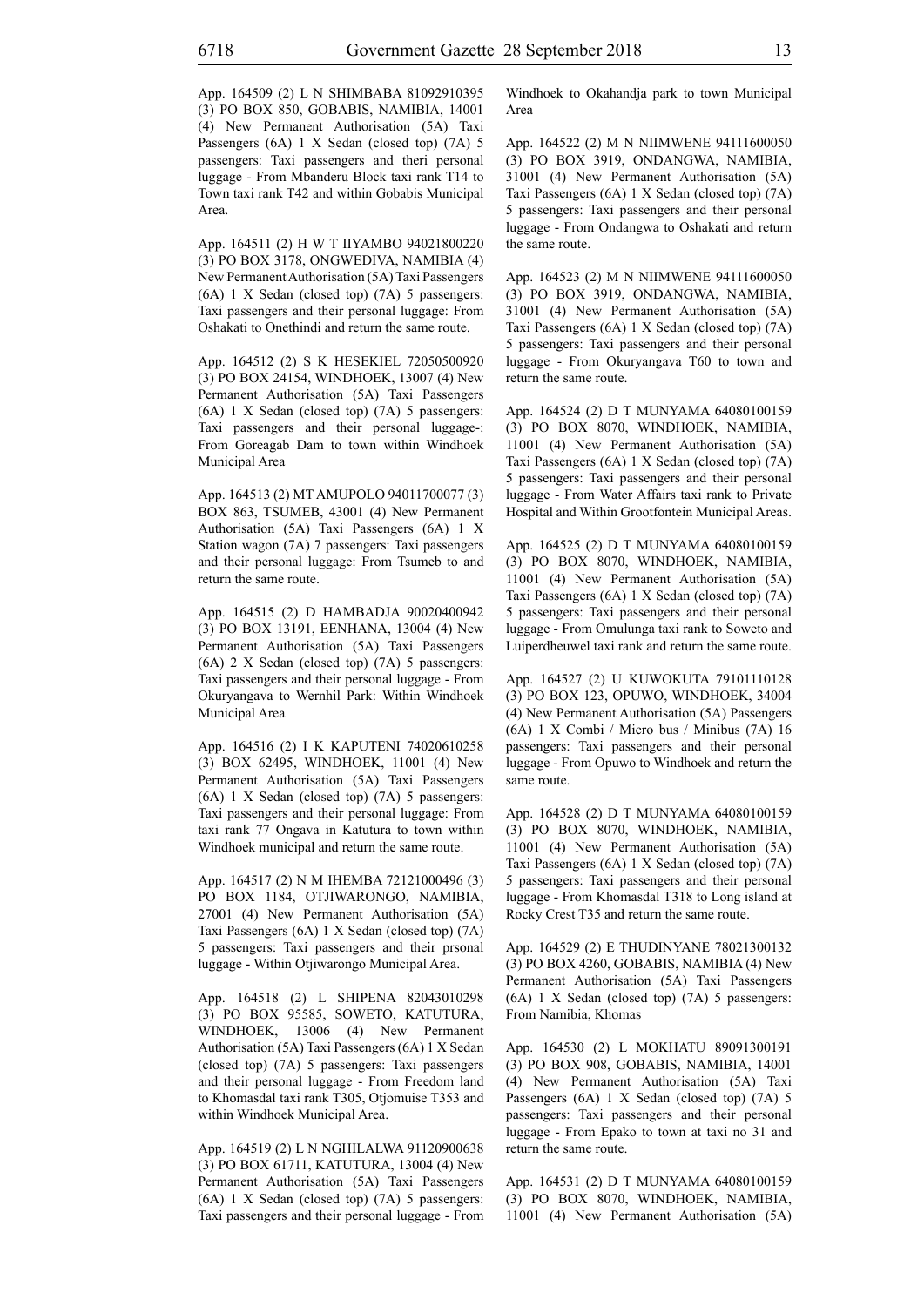App. 164509 (2) L N SHIMBABA 81092910395 (3) PO BOX 850, GOBABIS, NAMIBIA, 14001 (4) New Permanent Authorisation (5A) Taxi Passengers (6A) 1 X Sedan (closed top) (7A) 5 passengers: Taxi passengers and theri personal luggage - From Mbanderu Block taxi rank T14 to Town taxi rank T42 and within Gobabis Municipal Area.

App. 164511 (2) H W T IIYAMBO 94021800220 (3) PO BOX 3178, ONGWEDIVA, NAMIBIA (4) New Permanent Authorisation (5A) Taxi Passengers (6A) 1 X Sedan (closed top) (7A) 5 passengers: Taxi passengers and their personal luggage: From Oshakati to Onethindi and return the same route.

App. 164512 (2) S K HESEKIEL 72050500920 (3) PO BOX 24154, WINDHOEK, 13007 (4) New Permanent Authorisation (5A) Taxi Passengers (6A) 1 X Sedan (closed top) (7A) 5 passengers: Taxi passengers and their personal luggage-: From Goreagab Dam to town within Windhoek Municipal Area

App. 164513 (2) MT AMUPOLO 94011700077 (3) BOX 863, TSUMEB, 43001 (4) New Permanent Authorisation (5A) Taxi Passengers (6A) 1 X Station wagon (7A) 7 passengers: Taxi passengers and their personal luggage: From Tsumeb to and return the same route.

App. 164515 (2) D HAMBADJA 90020400942 (3) PO BOX 13191, EENHANA, 13004 (4) New Permanent Authorisation (5A) Taxi Passengers (6A) 2 X Sedan (closed top) (7A) 5 passengers: Taxi passengers and their personal luggage - From Okuryangava to Wernhil Park: Within Windhoek Municipal Area

App. 164516 (2) I K KAPUTENI 74020610258 (3) BOX 62495, WINDHOEK, 11001 (4) New Permanent Authorisation (5A) Taxi Passengers (6A) 1 X Sedan (closed top) (7A) 5 passengers: Taxi passengers and their personal luggage: From taxi rank 77 Ongava in Katutura to town within Windhoek municipal and return the same route.

App. 164517 (2) N M IHEMBA 72121000496 (3) PO BOX 1184, OTJIWARONGO, NAMIBIA, 27001 (4) New Permanent Authorisation (5A) Taxi Passengers (6A) 1 X Sedan (closed top) (7A) 5 passengers: Taxi passengers and their prsonal luggage - Within Otjiwarongo Municipal Area.

App. 164518 (2) L SHIPENA 82043010298 (3) PO BOX 95585, SOWETO, KATUTURA, WINDHOEK, 13006 (4) New Permanent Authorisation (5A) Taxi Passengers (6A) 1 X Sedan (closed top) (7A) 5 passengers: Taxi passengers and their personal luggage - From Freedom land to Khomasdal taxi rank T305, Otjomuise T353 and within Windhoek Municipal Area.

App. 164519 (2) L N NGHILALWA 91120900638 (3) PO BOX 61711, KATUTURA, 13004 (4) New Permanent Authorisation (5A) Taxi Passengers (6A) 1 X Sedan (closed top) (7A) 5 passengers: Taxi passengers and their personal luggage - From Windhoek to Okahandja park to town Municipal Area

App. 164522 (2) M N NIIMWENE 94111600050 (3) PO BOX 3919, ONDANGWA, NAMIBIA, 31001 (4) New Permanent Authorisation (5A) Taxi Passengers (6A) 1 X Sedan (closed top) (7A) 5 passengers: Taxi passengers and their personal luggage - From Ondangwa to Oshakati and return the same route.

App. 164523 (2) M N NIIMWENE 94111600050 (3) PO BOX 3919, ONDANGWA, NAMIBIA, 31001 (4) New Permanent Authorisation (5A) Taxi Passengers (6A) 1 X Sedan (closed top) (7A) 5 passengers: Taxi passengers and their personal luggage - From Okuryangava T60 to town and return the same route.

App. 164524 (2) D T MUNYAMA 64080100159 (3) PO BOX 8070, WINDHOEK, NAMIBIA, 11001 (4) New Permanent Authorisation (5A) Taxi Passengers (6A) 1 X Sedan (closed top) (7A) 5 passengers: Taxi passengers and their personal luggage - From Water Affairs taxi rank to Private Hospital and Within Grootfontein Municipal Areas.

App. 164525 (2) D T MUNYAMA 64080100159 (3) PO BOX 8070, WINDHOEK, NAMIBIA, 11001 (4) New Permanent Authorisation (5A) Taxi Passengers (6A) 1 X Sedan (closed top) (7A) 5 passengers: Taxi passengers and their personal luggage - From Omulunga taxi rank to Soweto and Luiperdheuwel taxi rank and return the same route.

App. 164527 (2) U KUWOKUTA 79101110128 (3) PO BOX 123, OPUWO, WINDHOEK, 34004 (4) New Permanent Authorisation (5A) Passengers (6A) 1 X Combi / Micro bus / Minibus (7A) 16 passengers: Taxi passengers and their personal luggage - From Opuwo to Windhoek and return the same route.

App. 164528 (2) D T MUNYAMA 64080100159 (3) PO BOX 8070, WINDHOEK, NAMIBIA, 11001 (4) New Permanent Authorisation (5A) Taxi Passengers (6A) 1 X Sedan (closed top) (7A) 5 passengers: Taxi passengers and their personal luggage - From Khomasdal T318 to Long island at Rocky Crest T35 and return the same route.

App. 164529 (2) E THUDINYANE 78021300132 (3) PO BOX 4260, GOBABIS, NAMIBIA (4) New Permanent Authorisation (5A) Taxi Passengers (6A) 1 X Sedan (closed top) (7A) 5 passengers: From Namibia, Khomas

App. 164530 (2) L MOKHATU 89091300191 (3) PO BOX 908, GOBABIS, NAMIBIA, 14001 (4) New Permanent Authorisation (5A) Taxi Passengers (6A) 1 X Sedan (closed top) (7A) 5 passengers: Taxi passengers and their personal luggage - From Epako to town at taxi no 31 and return the same route.

App. 164531 (2) D T MUNYAMA 64080100159 (3) PO BOX 8070, WINDHOEK, NAMIBIA, 11001 (4) New Permanent Authorisation (5A)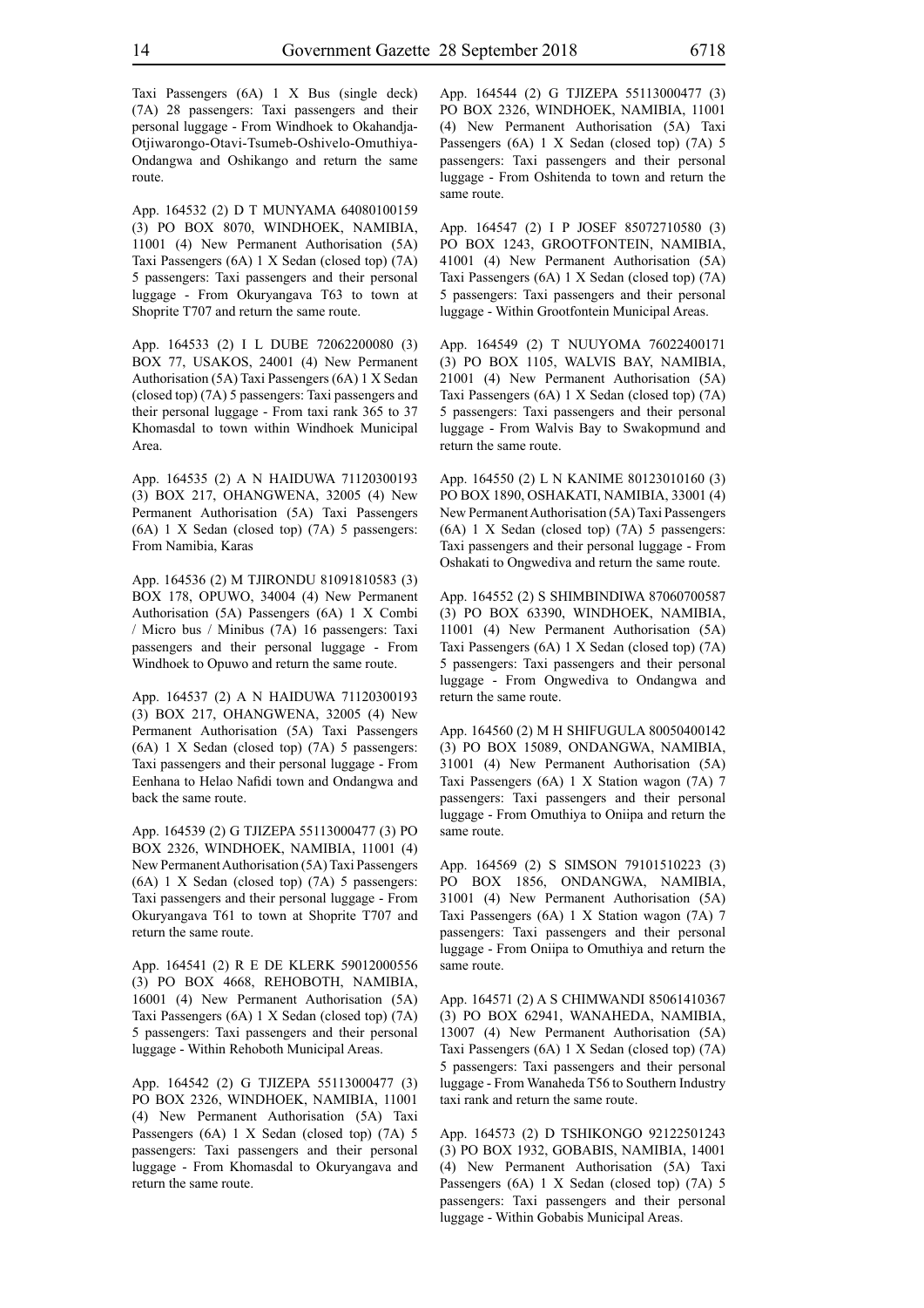Taxi Passengers (6A) 1 X Bus (single deck) (7A) 28 passengers: Taxi passengers and their personal luggage - From Windhoek to Okahandja-Otjiwarongo-Otavi-Tsumeb-Oshivelo-Omuthiya-Ondangwa and Oshikango and return the same route.

App. 164532 (2) D T MUNYAMA 64080100159 (3) PO BOX 8070, WINDHOEK, NAMIBIA, 11001 (4) New Permanent Authorisation (5A) Taxi Passengers (6A) 1 X Sedan (closed top) (7A) 5 passengers: Taxi passengers and their personal luggage - From Okuryangava T63 to town at Shoprite T707 and return the same route.

App. 164533 (2) I L DUBE 72062200080 (3) BOX 77, USAKOS, 24001 (4) New Permanent Authorisation (5A) Taxi Passengers (6A) 1 X Sedan (closed top) (7A) 5 passengers: Taxi passengers and their personal luggage - From taxi rank 365 to 37 Khomasdal to town within Windhoek Municipal Area.

App. 164535 (2) A N HAIDUWA 71120300193 (3) BOX 217, OHANGWENA, 32005 (4) New Permanent Authorisation (5A) Taxi Passengers (6A) 1 X Sedan (closed top) (7A) 5 passengers: From Namibia, Karas

App. 164536 (2) M TJIRONDU 81091810583 (3) BOX 178, OPUWO, 34004 (4) New Permanent Authorisation (5A) Passengers (6A) 1 X Combi / Micro bus / Minibus (7A) 16 passengers: Taxi passengers and their personal luggage - From Windhoek to Opuwo and return the same route.

App. 164537 (2) A N HAIDUWA 71120300193 (3) BOX 217, OHANGWENA, 32005 (4) New Permanent Authorisation (5A) Taxi Passengers (6A) 1 X Sedan (closed top) (7A) 5 passengers: Taxi passengers and their personal luggage - From Eenhana to Helao Nafidi town and Ondangwa and back the same route.

App. 164539 (2) G TJIZEPA 55113000477 (3) PO BOX 2326, WINDHOEK, NAMIBIA, 11001 (4) New Permanent Authorisation (5A) Taxi Passengers (6A) 1 X Sedan (closed top) (7A) 5 passengers: Taxi passengers and their personal luggage - From Okuryangava T61 to town at Shoprite T707 and return the same route.

App. 164541 (2) R E DE KLERK 59012000556 (3) PO BOX 4668, REHOBOTH, NAMIBIA, 16001 (4) New Permanent Authorisation (5A) Taxi Passengers (6A) 1 X Sedan (closed top) (7A) 5 passengers: Taxi passengers and their personal luggage - Within Rehoboth Municipal Areas.

App. 164542 (2) G TJIZEPA 55113000477 (3) PO BOX 2326, WINDHOEK, NAMIBIA, 11001 (4) New Permanent Authorisation (5A) Taxi Passengers (6A) 1 X Sedan (closed top) (7A) 5 passengers: Taxi passengers and their personal luggage - From Khomasdal to Okuryangava and return the same route.

App. 164544 (2) G TJIZEPA 55113000477 (3) PO BOX 2326, WINDHOEK, NAMIBIA, 11001 (4) New Permanent Authorisation (5A) Taxi Passengers (6A) 1 X Sedan (closed top) (7A) 5 passengers: Taxi passengers and their personal luggage - From Oshitenda to town and return the same route.

App. 164547 (2) I P JOSEF 85072710580 (3) PO BOX 1243, GROOTFONTEIN, NAMIBIA, 41001 (4) New Permanent Authorisation (5A) Taxi Passengers (6A) 1 X Sedan (closed top) (7A) 5 passengers: Taxi passengers and their personal luggage - Within Grootfontein Municipal Areas.

App. 164549 (2) T NUUYOMA 76022400171 (3) PO BOX 1105, WALVIS BAY, NAMIBIA, 21001 (4) New Permanent Authorisation (5A) Taxi Passengers (6A) 1 X Sedan (closed top) (7A) 5 passengers: Taxi passengers and their personal luggage - From Walvis Bay to Swakopmund and return the same route.

App. 164550 (2) L N KANIME 80123010160 (3) PO BOX 1890, OSHAKATI, NAMIBIA, 33001 (4) New Permanent Authorisation (5A) Taxi Passengers (6A) 1 X Sedan (closed top) (7A) 5 passengers: Taxi passengers and their personal luggage - From Oshakati to Ongwediva and return the same route.

App. 164552 (2) S SHIMBINDIWA 87060700587 (3) PO BOX 63390, WINDHOEK, NAMIBIA, 11001 (4) New Permanent Authorisation (5A) Taxi Passengers (6A) 1 X Sedan (closed top) (7A) 5 passengers: Taxi passengers and their personal luggage - From Ongwediva to Ondangwa and return the same route.

App. 164560 (2) M H SHIFUGULA 80050400142 (3) PO BOX 15089, ONDANGWA, NAMIBIA, 31001 (4) New Permanent Authorisation (5A) Taxi Passengers (6A) 1 X Station wagon (7A) 7 passengers: Taxi passengers and their personal luggage - From Omuthiya to Oniipa and return the same route.

App. 164569 (2) S SIMSON 79101510223 (3) PO BOX 1856, ONDANGWA, NAMIBIA, 31001 (4) New Permanent Authorisation (5A) Taxi Passengers (6A) 1 X Station wagon (7A) 7 passengers: Taxi passengers and their personal luggage - From Oniipa to Omuthiya and return the same route.

App. 164571 (2) A S CHIMWANDI 85061410367 (3) PO BOX 62941, WANAHEDA, NAMIBIA, 13007 (4) New Permanent Authorisation (5A) Taxi Passengers (6A) 1 X Sedan (closed top) (7A) 5 passengers: Taxi passengers and their personal luggage - From Wanaheda T56 to Southern Industry taxi rank and return the same route.

App. 164573 (2) D TSHIKONGO 92122501243 (3) PO BOX 1932, GOBABIS, NAMIBIA, 14001 (4) New Permanent Authorisation (5A) Taxi Passengers (6A) 1 X Sedan (closed top) (7A) 5 passengers: Taxi passengers and their personal luggage - Within Gobabis Municipal Areas.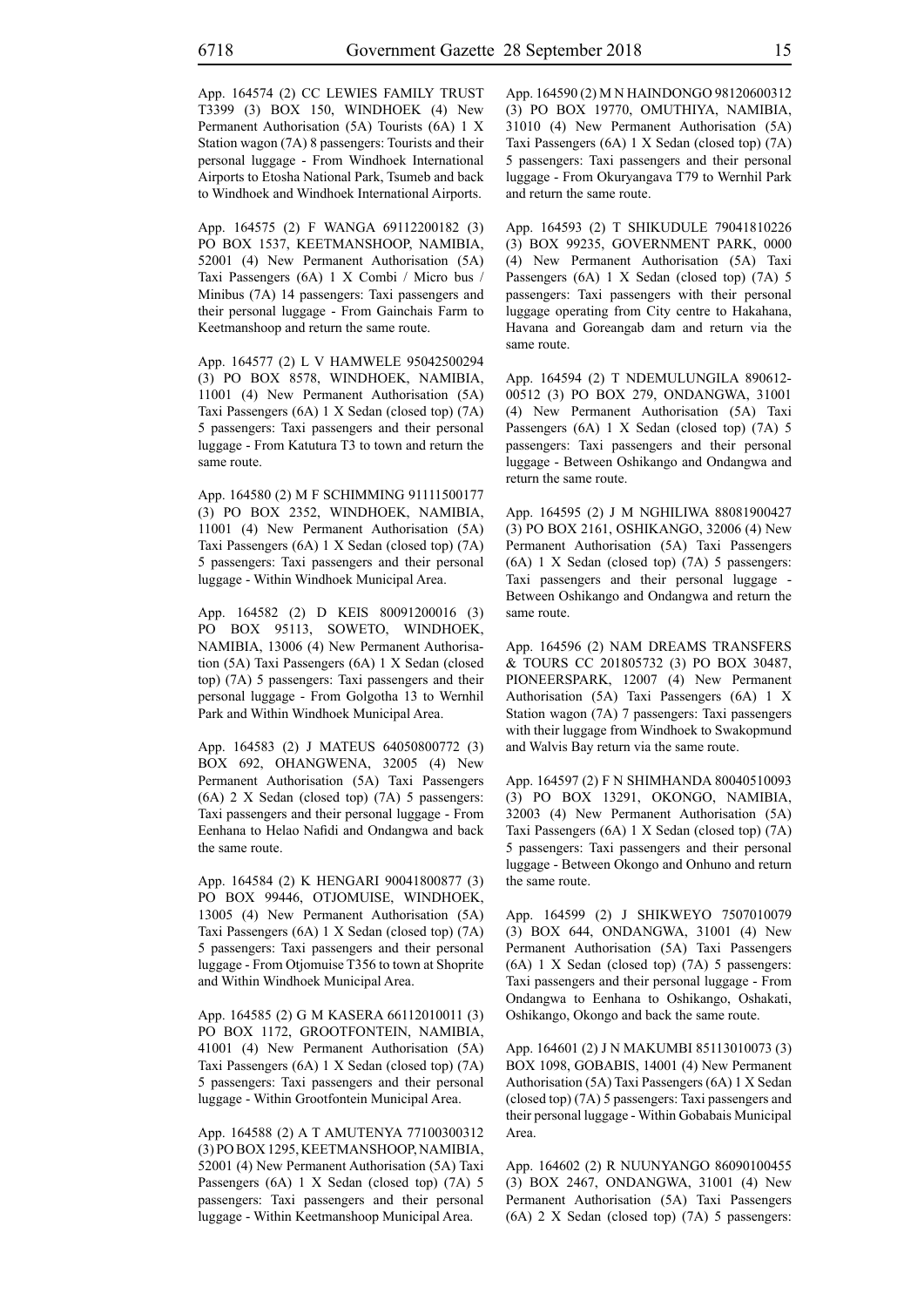App. 164574 (2) CC LEWIES FAMILY TRUST T3399 (3) BOX 150, WINDHOEK (4) New Permanent Authorisation (5A) Tourists (6A) 1 X Station wagon (7A) 8 passengers: Tourists and their personal luggage - From Windhoek International Airports to Etosha National Park, Tsumeb and back to Windhoek and Windhoek International Airports.

App. 164575 (2) F WANGA 69112200182 (3) PO BOX 1537, KEETMANSHOOP, NAMIBIA, 52001 (4) New Permanent Authorisation (5A) Taxi Passengers (6A) 1 X Combi / Micro bus / Minibus (7A) 14 passengers: Taxi passengers and their personal luggage - From Gainchais Farm to Keetmanshoop and return the same route.

App. 164577 (2) L V HAMWELE 95042500294 (3) PO BOX 8578, WINDHOEK, NAMIBIA, 11001 (4) New Permanent Authorisation (5A) Taxi Passengers (6A) 1 X Sedan (closed top) (7A) 5 passengers: Taxi passengers and their personal luggage - From Katutura T3 to town and return the same route.

App. 164580 (2) M F SCHIMMING 91111500177 (3) PO BOX 2352, WINDHOEK, NAMIBIA, 11001 (4) New Permanent Authorisation (5A) Taxi Passengers (6A) 1 X Sedan (closed top) (7A) 5 passengers: Taxi passengers and their personal luggage - Within Windhoek Municipal Area.

App. 164582 (2) D KEIS 80091200016 (3) PO BOX 95113, SOWETO, WINDHOEK, NAMIBIA, 13006 (4) New Permanent Authorisation (5A) Taxi Passengers (6A) 1 X Sedan (closed top) (7A) 5 passengers: Taxi passengers and their personal luggage - From Golgotha 13 to Wernhil Park and Within Windhoek Municipal Area.

App. 164583 (2) J MATEUS 64050800772 (3) BOX 692, OHANGWENA, 32005 (4) New Permanent Authorisation (5A) Taxi Passengers (6A) 2 X Sedan (closed top) (7A) 5 passengers: Taxi passengers and their personal luggage - From Eenhana to Helao Nafidi and Ondangwa and back the same route.

App. 164584 (2) K HENGARI 90041800877 (3) PO BOX 99446, OTJOMUISE, WINDHOEK, 13005 (4) New Permanent Authorisation (5A) Taxi Passengers (6A) 1 X Sedan (closed top) (7A) 5 passengers: Taxi passengers and their personal luggage - From Otjomuise T356 to town at Shoprite and Within Windhoek Municipal Area.

App. 164585 (2) G M KASERA 66112010011 (3) PO BOX 1172, GROOTFONTEIN, NAMIBIA, 41001 (4) New Permanent Authorisation (5A) Taxi Passengers (6A) 1 X Sedan (closed top) (7A) 5 passengers: Taxi passengers and their personal luggage - Within Grootfontein Municipal Area.

App. 164588 (2) A T AMUTENYA 77100300312 (3) PO BOX 1295, KEETMANSHOOP, NAMIBIA, 52001 (4) New Permanent Authorisation (5A) Taxi Passengers (6A) 1 X Sedan (closed top) (7A) 5 passengers: Taxi passengers and their personal luggage - Within Keetmanshoop Municipal Area.

App. 164590 (2) M N HAINDONGO 98120600312 (3) PO BOX 19770, OMUTHIYA, NAMIBIA, 31010 (4) New Permanent Authorisation (5A) Taxi Passengers (6A) 1 X Sedan (closed top) (7A) 5 passengers: Taxi passengers and their personal luggage - From Okuryangava T79 to Wernhil Park and return the same route.

App. 164593 (2) T SHIKUDULE 79041810226 (3) BOX 99235, GOVERNMENT PARK, 0000 (4) New Permanent Authorisation (5A) Taxi Passengers (6A) 1 X Sedan (closed top) (7A) 5 passengers: Taxi passengers with their personal luggage operating from City centre to Hakahana, Havana and Goreangab dam and return via the same route.

App. 164594 (2) T NDEMULUNGILA 890612-00512 (3) PO BOX 279, ONDANGWA, 31001 (4) New Permanent Authorisation (5A) Taxi Passengers (6A) 1 X Sedan (closed top) (7A) 5 passengers: Taxi passengers and their personal luggage - Between Oshikango and Ondangwa and return the same route.

App. 164595 (2) J M NGHILIWA 88081900427 (3) PO BOX 2161, OSHIKANGO, 32006 (4) New Permanent Authorisation (5A) Taxi Passengers (6A) 1 X Sedan (closed top) (7A) 5 passengers: Taxi passengers and their personal luggage - Between Oshikango and Ondangwa and return the same route.

App. 164596 (2) NAM DREAMS TRANSFERS & TOURS CC 201805732 (3) PO BOX 30487, PIONEERSPARK, 12007 (4) New Permanent Authorisation (5A) Taxi Passengers (6A) 1 X Station wagon (7A) 7 passengers: Taxi passengers with their luggage from Windhoek to Swakopmund and Walvis Bay return via the same route.

App. 164597 (2) F N SHIMHANDA 80040510093 (3) PO BOX 13291, OKONGO, NAMIBIA, 32003 (4) New Permanent Authorisation (5A) Taxi Passengers (6A) 1 X Sedan (closed top) (7A) 5 passengers: Taxi passengers and their personal luggage - Between Okongo and Onhuno and return the same route.

App. 164599 (2) J SHIKWEYO 7507010079 (3) BOX 644, ONDANGWA, 31001 (4) New Permanent Authorisation (5A) Taxi Passengers (6A) 1 X Sedan (closed top) (7A) 5 passengers: Taxi passengers and their personal luggage - From Ondangwa to Eenhana to Oshikango, Oshakati, Oshikango, Okongo and back the same route.

App. 164601 (2) J N MAKUMBI 85113010073 (3) BOX 1098, GOBABIS, 14001 (4) New Permanent Authorisation (5A) Taxi Passengers (6A) 1 X Sedan (closed top) (7A) 5 passengers: Taxi passengers and their personal luggage - Within Gobabais Municipal Area.

App. 164602 (2) R NUUNYANGO 86090100455 (3) BOX 2467, ONDANGWA, 31001 (4) New Permanent Authorisation (5A) Taxi Passengers (6A) 2 X Sedan (closed top) (7A) 5 passengers: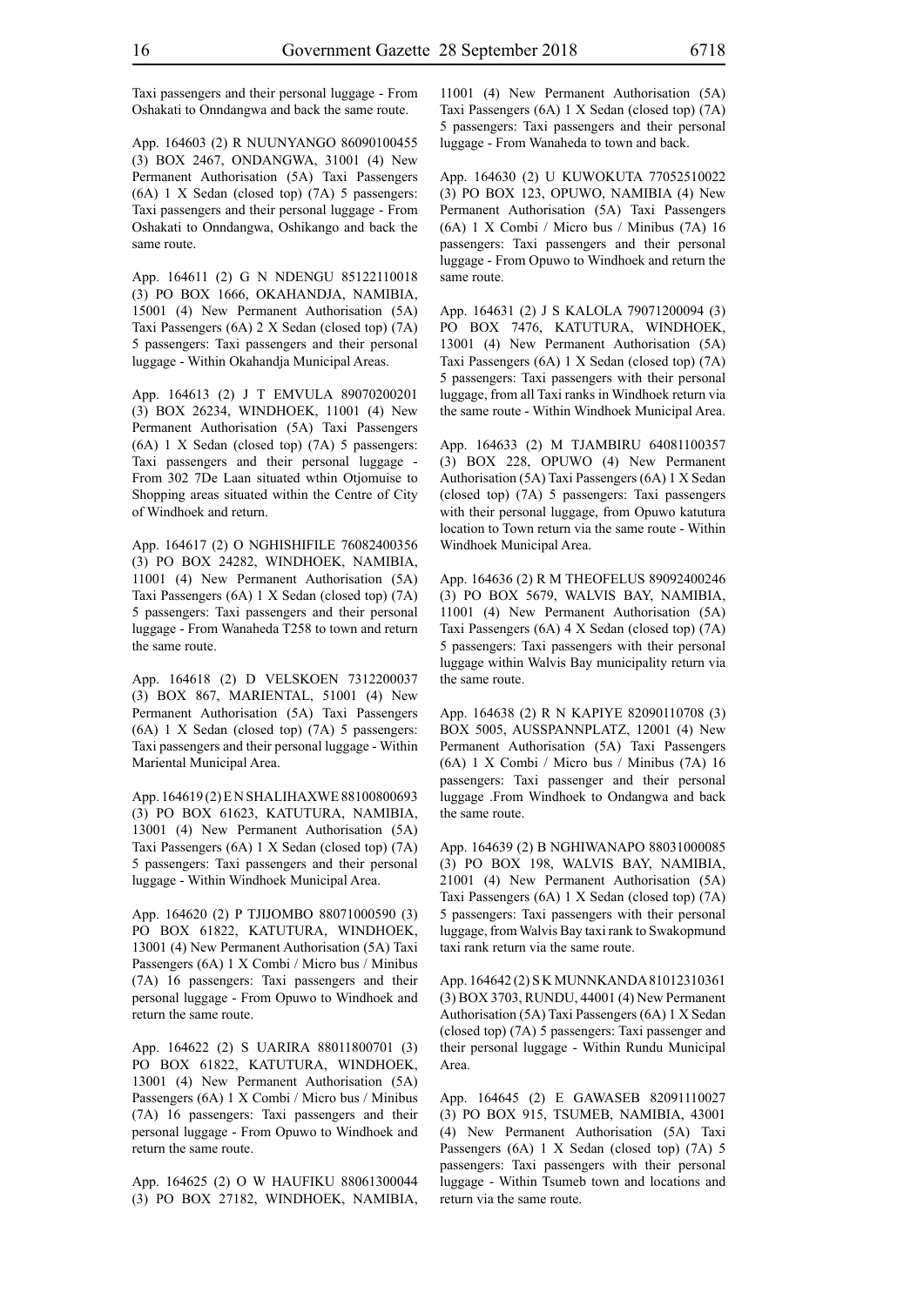Taxi passengers and their personal luggage - From Oshakati to Onndangwa and back the same route.

App. 164603 (2) R NUUNYANGO 86090100455 (3) BOX 2467, ONDANGWA, 31001 (4) New Permanent Authorisation (5A) Taxi Passengers (6A) 1 X Sedan (closed top) (7A) 5 passengers: Taxi passengers and their personal luggage - From Oshakati to Onndangwa, Oshikango and back the same route.

App. 164611 (2) G N NDENGU 85122110018 (3) PO BOX 1666, OKAHANDJA, NAMIBIA, 15001 (4) New Permanent Authorisation (5A) Taxi Passengers (6A) 2 X Sedan (closed top) (7A) 5 passengers: Taxi passengers and their personal luggage - Within Okahandja Municipal Areas.

App. 164613 (2) J T EMVULA 89070200201 (3) BOX 26234, WINDHOEK, 11001 (4) New Permanent Authorisation (5A) Taxi Passengers (6A) 1 X Sedan (closed top) (7A) 5 passengers: Taxi passengers and their personal luggage - From 302 7De Laan situated wthin Otjomuise to Shopping areas situated within the Centre of City of Windhoek and return.

App. 164617 (2) O NGHISHIFILE 76082400356 (3) PO BOX 24282, WINDHOEK, NAMIBIA, 11001 (4) New Permanent Authorisation (5A) Taxi Passengers (6A) 1 X Sedan (closed top) (7A) 5 passengers: Taxi passengers and their personal luggage - From Wanaheda T258 to town and return the same route.

App. 164618 (2) D VELSKOEN 7312200037 (3) BOX 867, MARIENTAL, 51001 (4) New Permanent Authorisation (5A) Taxi Passengers (6A) 1 X Sedan (closed top) (7A) 5 passengers: Taxi passengers and their personal luggage - Within Mariental Municipal Area.

App. 164619 (2) E N SHALIHAXWE 88100800693 (3) PO BOX 61623, KATUTURA, NAMIBIA, 13001 (4) New Permanent Authorisation (5A) Taxi Passengers (6A) 1 X Sedan (closed top) (7A) 5 passengers: Taxi passengers and their personal luggage - Within Windhoek Municipal Area.

App. 164620 (2) P TJIJOMBO 88071000590 (3) PO BOX 61822, KATUTURA, WINDHOEK, 13001 (4) New Permanent Authorisation (5A) Taxi Passengers (6A) 1 X Combi / Micro bus / Minibus (7A) 16 passengers: Taxi passengers and their personal luggage - From Opuwo to Windhoek and return the same route.

App. 164622 (2) S UARIRA 88011800701 (3) PO BOX 61822, KATUTURA, WINDHOEK, 13001 (4) New Permanent Authorisation (5A) Passengers (6A) 1 X Combi / Micro bus / Minibus (7A) 16 passengers: Taxi passengers and their personal luggage - From Opuwo to Windhoek and return the same route.

App. 164625 (2) O W HAUFIKU 88061300044 (3) PO BOX 27182, WINDHOEK, NAMIBIA, 11001 (4) New Permanent Authorisation (5A) Taxi Passengers (6A) 1 X Sedan (closed top) (7A) 5 passengers: Taxi passengers and their personal luggage - From Wanaheda to town and back.

App. 164630 (2) U KUWOKUTA 77052510022 (3) PO BOX 123, OPUWO, NAMIBIA (4) New Permanent Authorisation (5A) Taxi Passengers (6A) 1 X Combi / Micro bus / Minibus (7A) 16 passengers: Taxi passengers and their personal luggage - From Opuwo to Windhoek and return the same route.

App. 164631 (2) J S KALOLA 79071200094 (3) PO BOX 7476, KATUTURA, WINDHOEK, 13001 (4) New Permanent Authorisation (5A) Taxi Passengers (6A) 1 X Sedan (closed top) (7A) 5 passengers: Taxi passengers with their personal luggage, from all Taxi ranks in Windhoek return via the same route - Within Windhoek Municipal Area.

App. 164633 (2) M TJAMBIRU 64081100357 (3) BOX 228, OPUWO (4) New Permanent Authorisation (5A) Taxi Passengers (6A) 1 X Sedan (closed top) (7A) 5 passengers: Taxi passengers with their personal luggage, from Opuwo katutura location to Town return via the same route - Within Windhoek Municipal Area.

App. 164636 (2) R M THEOFELUS 89092400246 (3) PO BOX 5679, WALVIS BAY, NAMIBIA, 11001 (4) New Permanent Authorisation (5A) Taxi Passengers (6A) 4 X Sedan (closed top) (7A) 5 passengers: Taxi passengers with their personal luggage within Walvis Bay municipality return via the same route.

App. 164638 (2) R N KAPIYE 82090110708 (3) BOX 5005, AUSSPANNPLATZ, 12001 (4) New Permanent Authorisation (5A) Taxi Passengers (6A) 1 X Combi / Micro bus / Minibus (7A) 16 passengers: Taxi passenger and their personal luggage .From Windhoek to Ondangwa and back the same route.

App. 164639 (2) B NGHIWANAPO 88031000085 (3) PO BOX 198, WALVIS BAY, NAMIBIA, 21001 (4) New Permanent Authorisation (5A) Taxi Passengers (6A) 1 X Sedan (closed top) (7A) 5 passengers: Taxi passengers with their personal luggage, from Walvis Bay taxi rank to Swakopmund taxi rank return via the same route.

App. 164642 (2) S K MUNNKANDA 81012310361 (3) BOX 3703, RUNDU, 44001 (4) New Permanent Authorisation (5A) Taxi Passengers (6A) 1 X Sedan (closed top) (7A) 5 passengers: Taxi passenger and their personal luggage - Within Rundu Municipal Area.

App. 164645 (2) E GAWASEB 82091110027 (3) PO BOX 915, TSUMEB, NAMIBIA, 43001 (4) New Permanent Authorisation (5A) Taxi Passengers (6A) 1 X Sedan (closed top) (7A) 5 passengers: Taxi passengers with their personal luggage - Within Tsumeb town and locations and return via the same route.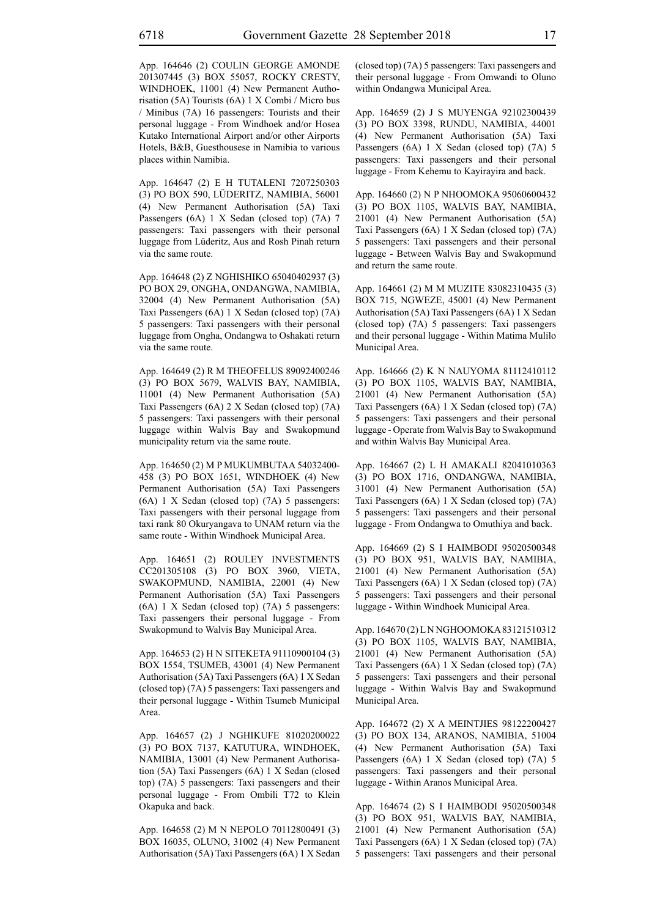App. 164646 (2) COULIN GEORGE AMONDE 201307445 (3) BOX 55057, ROCKY CRESTY, WINDHOEK, 11001 (4) New Permanent Authorisation (5A) Tourists (6A) 1 X Combi / Micro bus / Minibus (7A) 16 passengers: Tourists and their personal luggage - From Windhoek and/or Hosea Kutako International Airport and/or other Airports Hotels, B&B, Guesthousese in Namibia to various places within Namibia.

App. 164647 (2) E H TUTALENI 7207250303 (3) PO BOX 590, LÜDERITZ, NAMIBIA, 56001 (4) New Permanent Authorisation (5A) Taxi Passengers (6A) 1 X Sedan (closed top) (7A) 7 passengers: Taxi passengers with their personal luggage from Lüderitz, Aus and Rosh Pinah return via the same route.

App. 164648 (2) Z NGHISHIKO 65040402937 (3) PO BOX 29, ONGHA, ONDANGWA, NAMIBIA, 32004 (4) New Permanent Authorisation (5A) Taxi Passengers (6A) 1 X Sedan (closed top) (7A) 5 passengers: Taxi passengers with their personal luggage from Ongha, Ondangwa to Oshakati return via the same route.

App. 164649 (2) R M THEOFELUS 89092400246 (3) PO BOX 5679, WALVIS BAY, NAMIBIA, 11001 (4) New Permanent Authorisation (5A) Taxi Passengers (6A) 2 X Sedan (closed top) (7A) 5 passengers: Taxi passengers with their personal luggage within Walvis Bay and Swakopmund municipality return via the same route.

App. 164650 (2) M P MUKUMBUTAA 54032400-458 (3) PO BOX 1651, WINDHOEK (4) New Permanent Authorisation (5A) Taxi Passengers (6A) 1 X Sedan (closed top) (7A) 5 passengers: Taxi passengers with their personal luggage from taxi rank 80 Okuryangava to UNAM return via the same route - Within Windhoek Municipal Area.

App. 164651 (2) ROULEY INVESTMENTS CC201305108 (3) PO BOX 3960, VIETA, SWAKOPMUND, NAMIBIA, 22001 (4) New Permanent Authorisation (5A) Taxi Passengers (6A) 1 X Sedan (closed top) (7A) 5 passengers: Taxi passengers their personal luggage - From Swakopmund to Walvis Bay Municipal Area.

App. 164653 (2) H N SITEKETA 91110900104 (3) BOX 1554, TSUMEB, 43001 (4) New Permanent Authorisation (5A) Taxi Passengers (6A) 1 X Sedan (closed top) (7A) 5 passengers: Taxi passengers and their personal luggage - Within Tsumeb Municipal Area.

App. 164657 (2) J NGHIKUFE 81020200022 (3) PO BOX 7137, KATUTURA, WINDHOEK, NAMIBIA, 13001 (4) New Permanent Authorisation (5A) Taxi Passengers (6A) 1 X Sedan (closed top) (7A) 5 passengers: Taxi passengers and their personal luggage - From Ombili T72 to Klein Okapuka and back.

App. 164658 (2) M N NEPOLO 70112800491 (3) BOX 16035, OLUNO, 31002 (4) New Permanent Authorisation (5A) Taxi Passengers (6A) 1 X Sedan (closed top) (7A) 5 passengers: Taxi passengers and their personal luggage - From Omwandi to Oluno within Ondangwa Municipal Area.

App. 164659 (2) J S MUYENGA 92102300439 (3) PO BOX 3398, RUNDU, NAMIBIA, 44001 (4) New Permanent Authorisation (5A) Taxi Passengers (6A) 1 X Sedan (closed top) (7A) 5 passengers: Taxi passengers and their personal luggage - From Kehemu to Kayirayira and back.

App. 164660 (2) N P NHOOMOKA 95060600432 (3) PO BOX 1105, WALVIS BAY, NAMIBIA, 21001 (4) New Permanent Authorisation (5A) Taxi Passengers (6A) 1 X Sedan (closed top) (7A) 5 passengers: Taxi passengers and their personal luggage - Between Walvis Bay and Swakopmund and return the same route.

App. 164661 (2) M M MUZITE 83082310435 (3) BOX 715, NGWEZE, 45001 (4) New Permanent Authorisation (5A) Taxi Passengers (6A) 1 X Sedan (closed top) (7A) 5 passengers: Taxi passengers and their personal luggage - Within Matima Mulilo Municipal Area.

App. 164666 (2) K N NAUYOMA 81112410112 (3) PO BOX 1105, WALVIS BAY, NAMIBIA, 21001 (4) New Permanent Authorisation (5A) Taxi Passengers (6A) 1 X Sedan (closed top) (7A) 5 passengers: Taxi passengers and their personal luggage - Operate from Walvis Bay to Swakopmund and within Walvis Bay Municipal Area.

App. 164667 (2) L H AMAKALI 82041010363 (3) PO BOX 1716, ONDANGWA, NAMIBIA, 31001 (4) New Permanent Authorisation (5A) Taxi Passengers (6A) 1 X Sedan (closed top) (7A) 5 passengers: Taxi passengers and their personal luggage - From Ondangwa to Omuthiya and back.

App. 164669 (2) S I HAIMBODI 95020500348 (3) PO BOX 951, WALVIS BAY, NAMIBIA, 21001 (4) New Permanent Authorisation (5A) Taxi Passengers (6A) 1 X Sedan (closed top) (7A) 5 passengers: Taxi passengers and their personal luggage - Within Windhoek Municipal Area.

App. 164670 (2) L N NGHOOMOKA 83121510312 (3) PO BOX 1105, WALVIS BAY, NAMIBIA, 21001 (4) New Permanent Authorisation (5A) Taxi Passengers (6A) 1 X Sedan (closed top) (7A) 5 passengers: Taxi passengers and their personal luggage - Within Walvis Bay and Swakopmund Municipal Area.

App. 164672 (2) X A MEINTJIES 98122200427 (3) PO BOX 134, ARANOS, NAMIBIA, 51004 (4) New Permanent Authorisation (5A) Taxi Passengers (6A) 1 X Sedan (closed top) (7A) 5 passengers: Taxi passengers and their personal luggage - Within Aranos Municipal Area.

App. 164674 (2) S I HAIMBODI 95020500348 (3) PO BOX 951, WALVIS BAY, NAMIBIA, 21001 (4) New Permanent Authorisation (5A) Taxi Passengers (6A) 1 X Sedan (closed top) (7A) 5 passengers: Taxi passengers and their personal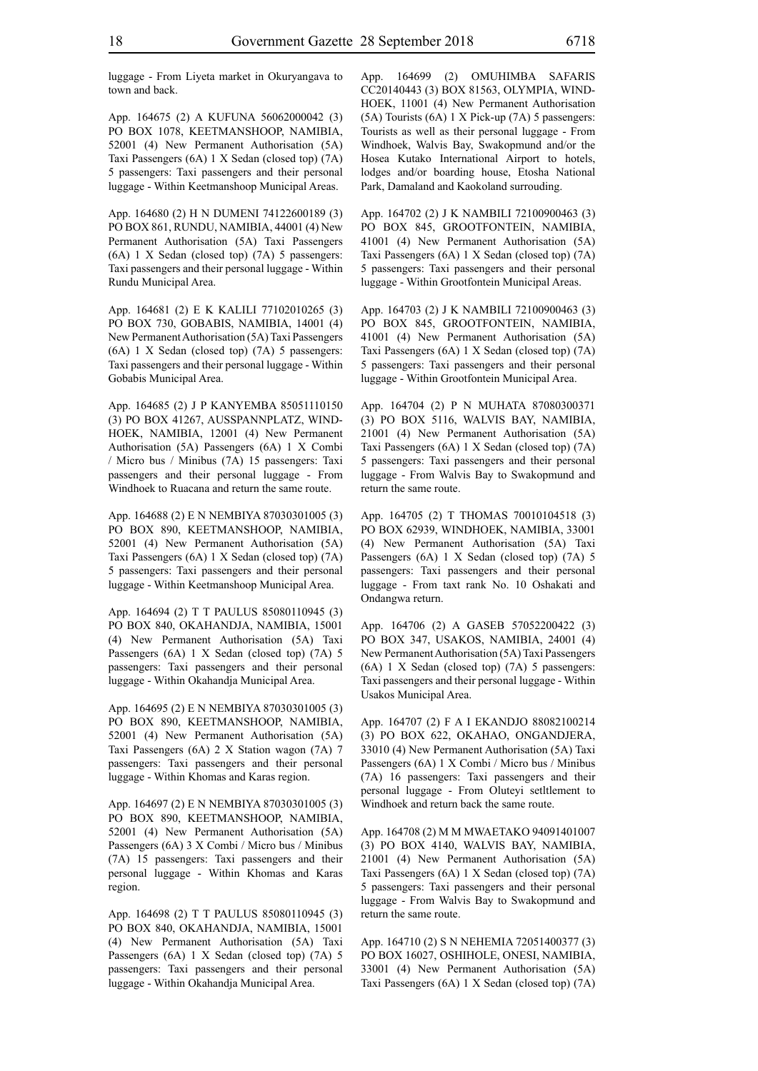luggage - From Liyeta market in Okuryangava to town and back.

App. 164675 (2) A KUFUNA 56062000042 (3) PO BOX 1078, KEETMANSHOOP, NAMIBIA, 52001 (4) New Permanent Authorisation (5A) Taxi Passengers (6A) 1 X Sedan (closed top) (7A) 5 passengers: Taxi passengers and their personal luggage - Within Keetmanshoop Municipal Areas.

App. 164680 (2) H N DUMENI 74122600189 (3) PO BOX 861, RUNDU, NAMIBIA, 44001 (4) New Permanent Authorisation (5A) Taxi Passengers (6A) 1 X Sedan (closed top) (7A) 5 passengers: Taxi passengers and their personal luggage - Within Rundu Municipal Area.

App. 164681 (2) E K KALILI 77102010265 (3) PO BOX 730, GOBABIS, NAMIBIA, 14001 (4) New Permanent Authorisation (5A) Taxi Passengers (6A) 1 X Sedan (closed top) (7A) 5 passengers: Taxi passengers and their personal luggage - Within Gobabis Municipal Area.

App. 164685 (2) J P KANYEMBA 85051110150 (3) PO BOX 41267, AUSSPANNPLATZ, WINDHOEK, NAMIBIA, 12001 (4) New Permanent Authorisation (5A) Passengers (6A) 1 X Combi / Micro bus / Minibus (7A) 15 passengers: Taxi passengers and their personal luggage - From Windhoek to Ruacana and return the same route.

App. 164688 (2) E N NEMBIYA 87030301005 (3) PO BOX 890, KEETMANSHOOP, NAMIBIA, 52001 (4) New Permanent Authorisation (5A) Taxi Passengers (6A) 1 X Sedan (closed top) (7A) 5 passengers: Taxi passengers and their personal luggage - Within Keetmanshoop Municipal Area.

App. 164694 (2) T T PAULUS 85080110945 (3) PO BOX 840, OKAHANDJA, NAMIBIA, 15001 (4) New Permanent Authorisation (5A) Taxi Passengers (6A) 1 X Sedan (closed top) (7A) 5 passengers: Taxi passengers and their personal luggage - Within Okahandja Municipal Area.

App. 164695 (2) E N NEMBIYA 87030301005 (3) PO BOX 890, KEETMANSHOOP, NAMIBIA, 52001 (4) New Permanent Authorisation (5A) Taxi Passengers (6A) 2 X Station wagon (7A) 7 passengers: Taxi passengers and their personal luggage - Within Khomas and Karas region.

App. 164697 (2) E N NEMBIYA 87030301005 (3) PO BOX 890, KEETMANSHOOP, NAMIBIA, 52001 (4) New Permanent Authorisation (5A) Passengers (6A) 3 X Combi / Micro bus / Minibus (7A) 15 passengers: Taxi passengers and their personal luggage - Within Khomas and Karas region.

App. 164698 (2) T T PAULUS 85080110945 (3) PO BOX 840, OKAHANDJA, NAMIBIA, 15001 (4) New Permanent Authorisation (5A) Taxi Passengers (6A) 1 X Sedan (closed top) (7A) 5 passengers: Taxi passengers and their personal luggage - Within Okahandja Municipal Area.

App. 164699 (2) OMUHIMBA SAFARIS CC20140443 (3) BOX 81563, OLYMPIA, WINDHOEK, 11001 (4) New Permanent Authorisation (5A) Tourists (6A) 1 X Pick-up (7A) 5 passengers: Tourists as well as their personal luggage - From Windhoek, Walvis Bay, Swakopmund and/or the Hosea Kutako International Airport to hotels, lodges and/or boarding house, Etosha National Park, Damaland and Kaokoland surrouding.

App. 164702 (2) J K NAMBILI 72100900463 (3) PO BOX 845, GROOTFONTEIN, NAMIBIA, 41001 (4) New Permanent Authorisation (5A) Taxi Passengers (6A) 1 X Sedan (closed top) (7A) 5 passengers: Taxi passengers and their personal luggage - Within Grootfontein Municipal Areas.

App. 164703 (2) J K NAMBILI 72100900463 (3) PO BOX 845, GROOTFONTEIN, NAMIBIA, 41001 (4) New Permanent Authorisation (5A) Taxi Passengers (6A) 1 X Sedan (closed top) (7A) 5 passengers: Taxi passengers and their personal luggage - Within Grootfontein Municipal Area.

App. 164704 (2) P N MUHATA 87080300371 (3) PO BOX 5116, WALVIS BAY, NAMIBIA, 21001 (4) New Permanent Authorisation (5A) Taxi Passengers (6A) 1 X Sedan (closed top) (7A) 5 passengers: Taxi passengers and their personal luggage - From Walvis Bay to Swakopmund and return the same route.

App. 164705 (2) T THOMAS 70010104518 (3) PO BOX 62939, WINDHOEK, NAMIBIA, 33001 (4) New Permanent Authorisation (5A) Taxi Passengers (6A) 1 X Sedan (closed top) (7A) 5 passengers: Taxi passengers and their personal luggage - From taxt rank No. 10 Oshakati and Ondangwa return.

App. 164706 (2) A GASEB 57052200422 (3) PO BOX 347, USAKOS, NAMIBIA, 24001 (4) New Permanent Authorisation (5A) Taxi Passengers (6A) 1 X Sedan (closed top) (7A) 5 passengers: Taxi passengers and their personal luggage - Within Usakos Municipal Area.

App. 164707 (2) F A I EKANDJO 88082100214 (3) PO BOX 622, OKAHAO, ONGANDJERA, 33010 (4) New Permanent Authorisation (5A) Taxi Passengers (6A) 1 X Combi / Micro bus / Minibus (7A) 16 passengers: Taxi passengers and their personal luggage - From Oluteyi setltlement to Windhoek and return back the same route.

App. 164708 (2) M M MWAETAKO 94091401007 (3) PO BOX 4140, WALVIS BAY, NAMIBIA, 21001 (4) New Permanent Authorisation (5A) Taxi Passengers (6A) 1 X Sedan (closed top) (7A) 5 passengers: Taxi passengers and their personal luggage - From Walvis Bay to Swakopmund and return the same route.

App. 164710 (2) S N NEHEMIA 72051400377 (3) PO BOX 16027, OSHIHOLE, ONESI, NAMIBIA, 33001 (4) New Permanent Authorisation (5A) Taxi Passengers (6A) 1 X Sedan (closed top) (7A)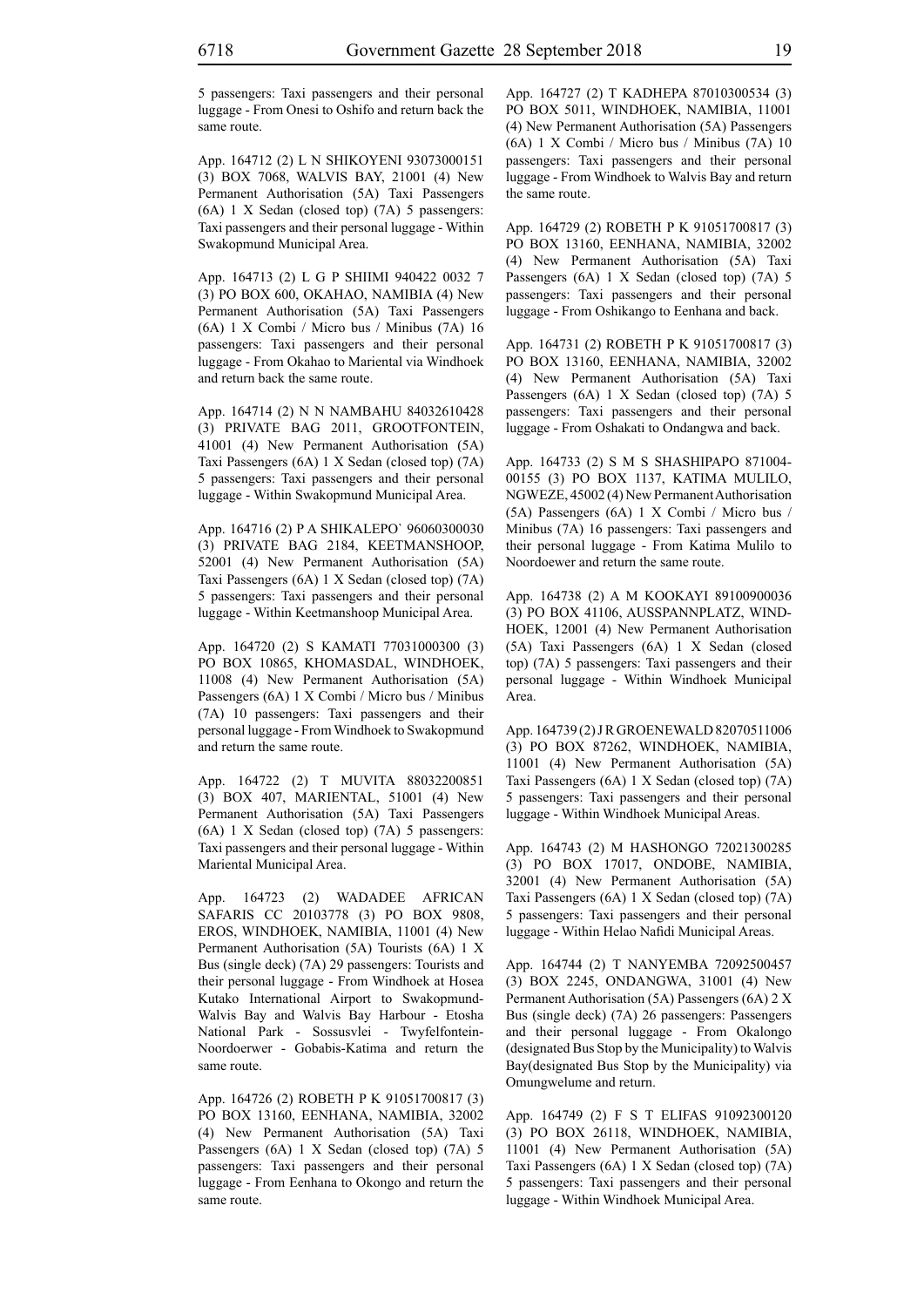5 passengers: Taxi passengers and their personal luggage - From Onesi to Oshifo and return back the same route.

App. 164712 (2) L N SHIKOYENI 93073000151 (3) BOX 7068, WALVIS BAY, 21001 (4) New Permanent Authorisation (5A) Taxi Passengers (6A) 1 X Sedan (closed top) (7A) 5 passengers: Taxi passengers and their personal luggage - Within Swakopmund Municipal Area.

App. 164713 (2) L G P SHIIMI 940422 0032 7 (3) PO BOX 600, OKAHAO, NAMIBIA (4) New Permanent Authorisation (5A) Taxi Passengers (6A) 1 X Combi / Micro bus / Minibus (7A) 16 passengers: Taxi passengers and their personal luggage - From Okahao to Mariental via Windhoek and return back the same route.

App. 164714 (2) N N NAMBAHU 84032610428 (3) PRIVATE BAG 2011, GROOTFONTEIN, 41001 (4) New Permanent Authorisation (5A) Taxi Passengers (6A) 1 X Sedan (closed top) (7A) 5 passengers: Taxi passengers and their personal luggage - Within Swakopmund Municipal Area.

App. 164716 (2) P A SHIKALEPO` 96060300030 (3) PRIVATE BAG 2184, KEETMANSHOOP, 52001 (4) New Permanent Authorisation (5A) Taxi Passengers (6A) 1 X Sedan (closed top) (7A) 5 passengers: Taxi passengers and their personal luggage - Within Keetmanshoop Municipal Area.

App. 164720 (2) S KAMATI 77031000300 (3) PO BOX 10865, KHOMASDAL, WINDHOEK, 11008 (4) New Permanent Authorisation (5A) Passengers (6A) 1 X Combi / Micro bus / Minibus (7A) 10 passengers: Taxi passengers and their personal luggage - From Windhoek to Swakopmund and return the same route.

App. 164722 (2) T MUVITA 88032200851 (3) BOX 407, MARIENTAL, 51001 (4) New Permanent Authorisation (5A) Taxi Passengers (6A) 1 X Sedan (closed top) (7A) 5 passengers: Taxi passengers and their personal luggage - Within Mariental Municipal Area.

App. 164723 (2) WADADEE AFRICAN SAFARIS CC 20103778 (3) PO BOX 9808, EROS, WINDHOEK, NAMIBIA, 11001 (4) New Permanent Authorisation (5A) Tourists (6A) 1 X Bus (single deck) (7A) 29 passengers: Tourists and their personal luggage - From Windhoek at Hosea Kutako International Airport to Swakopmund-Walvis Bay and Walvis Bay Harbour - Etosha National Park - Sossusvlei - Twyfelfontein-Noordoerwer - Gobabis-Katima and return the same route.

App. 164726 (2) ROBETH P K 91051700817 (3) PO BOX 13160, EENHANA, NAMIBIA, 32002 (4) New Permanent Authorisation (5A) Taxi Passengers (6A) 1 X Sedan (closed top) (7A) 5 passengers: Taxi passengers and their personal luggage - From Eenhana to Okongo and return the same route.

App. 164727 (2) T KADHEPA 87010300534 (3) PO BOX 5011, WINDHOEK, NAMIBIA, 11001 (4) New Permanent Authorisation (5A) Passengers (6A) 1 X Combi / Micro bus / Minibus (7A) 10 passengers: Taxi passengers and their personal luggage - From Windhoek to Walvis Bay and return the same route.

App. 164729 (2) ROBETH P K 91051700817 (3) PO BOX 13160, EENHANA, NAMIBIA, 32002 (4) New Permanent Authorisation (5A) Taxi Passengers (6A) 1 X Sedan (closed top) (7A) 5 passengers: Taxi passengers and their personal luggage - From Oshikango to Eenhana and back.

App. 164731 (2) ROBETH P K 91051700817 (3) PO BOX 13160, EENHANA, NAMIBIA, 32002 (4) New Permanent Authorisation (5A) Taxi Passengers (6A) 1 X Sedan (closed top) (7A) 5 passengers: Taxi passengers and their personal luggage - From Oshakati to Ondangwa and back.

App. 164733 (2) S M S SHASHIPAPO 871004-00155 (3) PO BOX 1137, KATIMA MULILO, NGWEZE, 45002 (4) New Permanent Authorisation (5A) Passengers (6A) 1 X Combi / Micro bus / Minibus (7A) 16 passengers: Taxi passengers and their personal luggage - From Katima Mulilo to Noordoewer and return the same route.

App. 164738 (2) A M KOOKAYI 89100900036 (3) PO BOX 41106, AUSSPANNPLATZ, WINDHOEK, 12001 (4) New Permanent Authorisation (5A) Taxi Passengers (6A) 1 X Sedan (closed top) (7A) 5 passengers: Taxi passengers and their personal luggage - Within Windhoek Municipal Area.

App. 164739 (2) J R GROENEWALD 82070511006 (3) PO BOX 87262, WINDHOEK, NAMIBIA, 11001 (4) New Permanent Authorisation (5A) Taxi Passengers (6A) 1 X Sedan (closed top) (7A) 5 passengers: Taxi passengers and their personal luggage - Within Windhoek Municipal Areas.

App. 164743 (2) M HASHONGO 72021300285 (3) PO BOX 17017, ONDOBE, NAMIBIA, 32001 (4) New Permanent Authorisation (5A) Taxi Passengers (6A) 1 X Sedan (closed top) (7A) 5 passengers: Taxi passengers and their personal luggage - Within Helao Nafidi Municipal Areas.

App. 164744 (2) T NANYEMBA 72092500457 (3) BOX 2245, ONDANGWA, 31001 (4) New Permanent Authorisation (5A) Passengers (6A) 2 X Bus (single deck) (7A) 26 passengers: Passengers and their personal luggage - From Okalongo (designated Bus Stop by the Municipality) to Walvis Bay(designated Bus Stop by the Municipality) via Omungwelume and return.

App. 164749 (2) F S T ELIFAS 91092300120 (3) PO BOX 26118, WINDHOEK, NAMIBIA, 11001 (4) New Permanent Authorisation (5A) Taxi Passengers (6A) 1 X Sedan (closed top) (7A) 5 passengers: Taxi passengers and their personal luggage - Within Windhoek Municipal Area.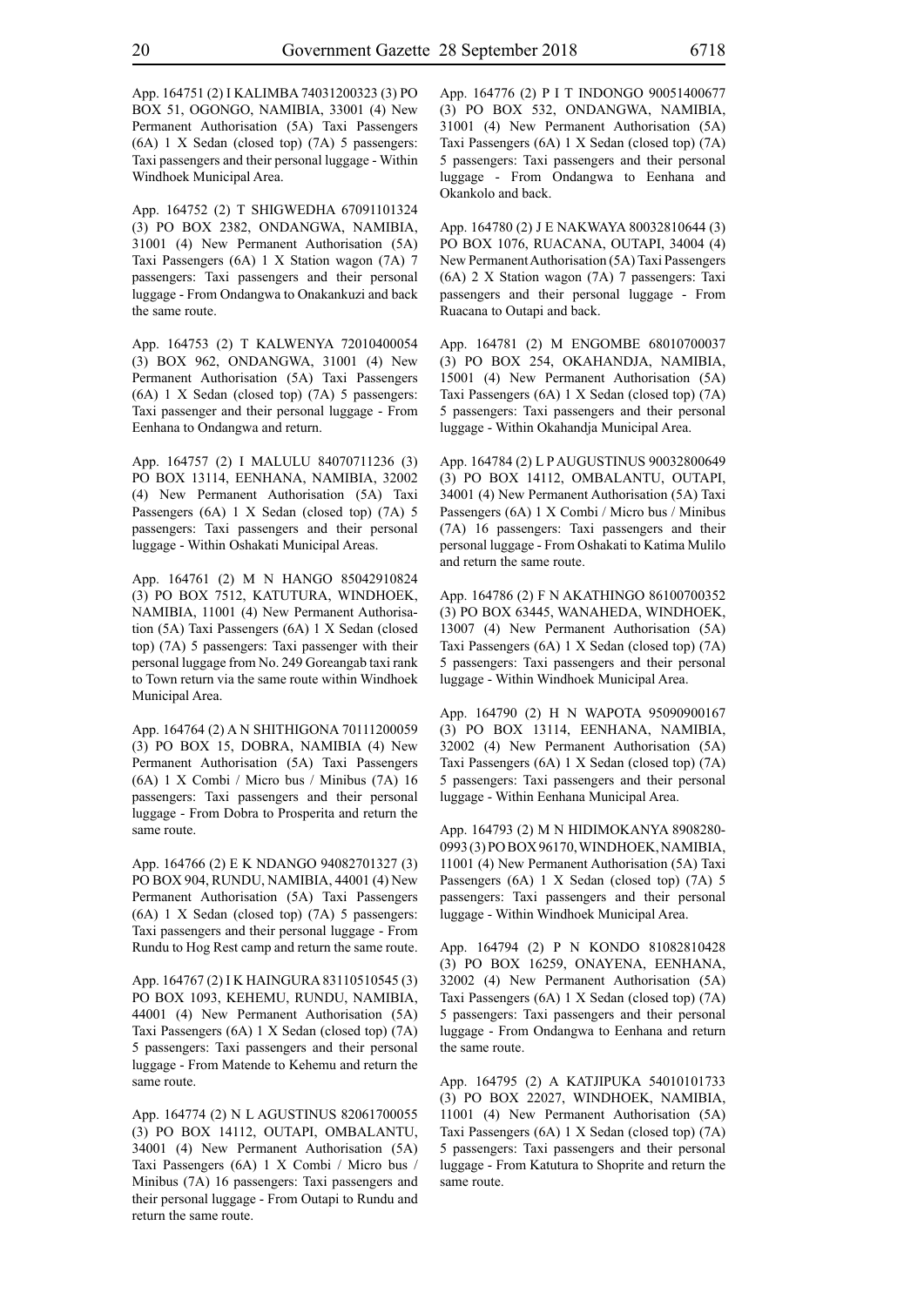App. 164751 (2) I KALIMBA 74031200323 (3) PO BOX 51, OGONGO, NAMIBIA, 33001 (4) New Permanent Authorisation (5A) Taxi Passengers (6A) 1 X Sedan (closed top) (7A) 5 passengers: Taxi passengers and their personal luggage - Within Windhoek Municipal Area.

App. 164752 (2) T SHIGWEDHA 67091101324 (3) PO BOX 2382, ONDANGWA, NAMIBIA, 31001 (4) New Permanent Authorisation (5A) Taxi Passengers (6A) 1 X Station wagon (7A) 7 passengers: Taxi passengers and their personal luggage - From Ondangwa to Onakankuzi and back the same route.

App. 164753 (2) T KALWENYA 72010400054 (3) BOX 962, ONDANGWA, 31001 (4) New Permanent Authorisation (5A) Taxi Passengers (6A) 1 X Sedan (closed top) (7A) 5 passengers: Taxi passenger and their personal luggage - From Eenhana to Ondangwa and return.

App. 164757 (2) I MALULU 84070711236 (3) PO BOX 13114, EENHANA, NAMIBIA, 32002 (4) New Permanent Authorisation (5A) Taxi Passengers (6A) 1 X Sedan (closed top) (7A) 5 passengers: Taxi passengers and their personal luggage - Within Oshakati Municipal Areas.

App. 164761 (2) M N HANGO 85042910824 (3) PO BOX 7512, KATUTURA, WINDHOEK, NAMIBIA, 11001 (4) New Permanent Authorisation (5A) Taxi Passengers (6A) 1 X Sedan (closed top) (7A) 5 passengers: Taxi passenger with their personal luggage from No. 249 Goreangab taxi rank to Town return via the same route within Windhoek Municipal Area.

App. 164764 (2) A N SHITHIGONA 70111200059 (3) PO BOX 15, DOBRA, NAMIBIA (4) New Permanent Authorisation (5A) Taxi Passengers (6A) 1 X Combi / Micro bus / Minibus (7A) 16 passengers: Taxi passengers and their personal luggage - From Dobra to Prosperita and return the same route.

App. 164766 (2) E K NDANGO 94082701327 (3) PO BOX 904, RUNDU, NAMIBIA, 44001 (4) New Permanent Authorisation (5A) Taxi Passengers (6A) 1 X Sedan (closed top) (7A) 5 passengers: Taxi passengers and their personal luggage - From Rundu to Hog Rest camp and return the same route.

App. 164767 (2) I K HAINGURA 83110510545 (3) PO BOX 1093, KEHEMU, RUNDU, NAMIBIA, 44001 (4) New Permanent Authorisation (5A) Taxi Passengers (6A) 1 X Sedan (closed top) (7A) 5 passengers: Taxi passengers and their personal luggage - From Matende to Kehemu and return the same route.

App. 164774 (2) N L AGUSTINUS 82061700055 (3) PO BOX 14112, OUTAPI, OMBALANTU, 34001 (4) New Permanent Authorisation (5A) Taxi Passengers (6A) 1 X Combi / Micro bus / Minibus (7A) 16 passengers: Taxi passengers and their personal luggage - From Outapi to Rundu and return the same route.

App. 164776 (2) P I T INDONGO 90051400677 (3) PO BOX 532, ONDANGWA, NAMIBIA, 31001 (4) New Permanent Authorisation (5A) Taxi Passengers (6A) 1 X Sedan (closed top) (7A) 5 passengers: Taxi passengers and their personal luggage - From Ondangwa to Eenhana and Okankolo and back.

App. 164780 (2) J E NAKWAYA 80032810644 (3) PO BOX 1076, RUACANA, OUTAPI, 34004 (4) New Permanent Authorisation (5A) Taxi Passengers (6A) 2 X Station wagon (7A) 7 passengers: Taxi passengers and their personal luggage - From Ruacana to Outapi and back.

App. 164781 (2) M ENGOMBE 68010700037 (3) PO BOX 254, OKAHANDJA, NAMIBIA, 15001 (4) New Permanent Authorisation (5A) Taxi Passengers (6A) 1 X Sedan (closed top) (7A) 5 passengers: Taxi passengers and their personal luggage - Within Okahandja Municipal Area.

App. 164784 (2) L P AUGUSTINUS 90032800649 (3) PO BOX 14112, OMBALANTU, OUTAPI, 34001 (4) New Permanent Authorisation (5A) Taxi Passengers (6A) 1 X Combi / Micro bus / Minibus (7A) 16 passengers: Taxi passengers and their personal luggage - From Oshakati to Katima Mulilo and return the same route.

App. 164786 (2) F N AKATHINGO 86100700352 (3) PO BOX 63445, WANAHEDA, WINDHOEK, 13007 (4) New Permanent Authorisation (5A) Taxi Passengers (6A) 1 X Sedan (closed top) (7A) 5 passengers: Taxi passengers and their personal luggage - Within Windhoek Municipal Area.

App. 164790 (2) H N WAPOTA 95090900167 (3) PO BOX 13114, EENHANA, NAMIBIA, 32002 (4) New Permanent Authorisation (5A) Taxi Passengers (6A) 1 X Sedan (closed top) (7A) 5 passengers: Taxi passengers and their personal luggage - Within Eenhana Municipal Area.

App. 164793 (2) M N HIDIMOKANYA 8908280-0993 (3) PO BOX 96170, WINDHOEK, NAMIBIA, 11001 (4) New Permanent Authorisation (5A) Taxi Passengers (6A) 1 X Sedan (closed top) (7A) 5 passengers: Taxi passengers and their personal luggage - Within Windhoek Municipal Area.

App. 164794 (2) P N KONDO 81082810428 (3) PO BOX 16259, ONAYENA, EENHANA, 32002 (4) New Permanent Authorisation (5A) Taxi Passengers (6A) 1 X Sedan (closed top) (7A) 5 passengers: Taxi passengers and their personal luggage - From Ondangwa to Eenhana and return the same route.

App. 164795 (2) A KATJIPUKA 54010101733 (3) PO BOX 22027, WINDHOEK, NAMIBIA, 11001 (4) New Permanent Authorisation (5A) Taxi Passengers (6A) 1 X Sedan (closed top) (7A) 5 passengers: Taxi passengers and their personal luggage - From Katutura to Shoprite and return the same route.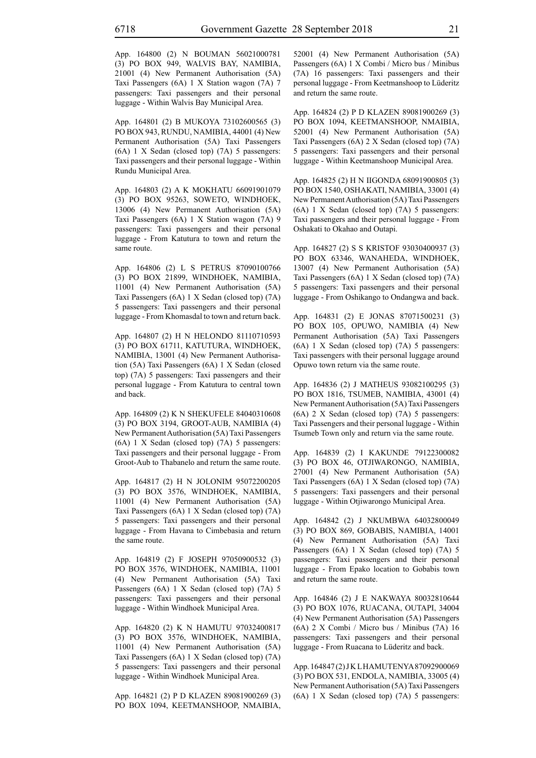App. 164800 (2) N BOUMAN 56021000781 (3) PO BOX 949, WALVIS BAY, NAMIBIA, 21001 (4) New Permanent Authorisation (5A) Taxi Passengers (6A) 1 X Station wagon (7A) 7 passengers: Taxi passengers and their personal luggage - Within Walvis Bay Municipal Area.

App. 164801 (2) B MUKOYA 73102600565 (3) PO BOX 943, RUNDU, NAMIBIA, 44001 (4) New Permanent Authorisation (5A) Taxi Passengers (6A) 1 X Sedan (closed top) (7A) 5 passengers: Taxi passengers and their personal luggage - Within Rundu Municipal Area.

App. 164803 (2) A K MOKHATU 66091901079 (3) PO BOX 95263, SOWETO, WINDHOEK, 13006 (4) New Permanent Authorisation (5A) Taxi Passengers (6A) 1 X Station wagon (7A) 9 passengers: Taxi passengers and their personal luggage - From Katutura to town and return the same route.

App. 164806 (2) L S PETRUS 87090100766 (3) PO BOX 21899, WINDHOEK, NAMIBIA, 11001 (4) New Permanent Authorisation (5A) Taxi Passengers (6A) 1 X Sedan (closed top) (7A) 5 passengers: Taxi passengers and their personal luggage - From Khomasdal to town and return back.

App. 164807 (2) H N HELONDO 81110710593 (3) PO BOX 61711, KATUTURA, WINDHOEK, NAMIBIA, 13001 (4) New Permanent Authorisation (5A) Taxi Passengers (6A) 1 X Sedan (closed top) (7A) 5 passengers: Taxi passengers and their personal luggage - From Katutura to central town and back.

App. 164809 (2) K N SHEKUFELE 84040310608 (3) PO BOX 3194, GROOT-AUB, NAMIBIA (4) New Permanent Authorisation (5A) Taxi Passengers (6A) 1 X Sedan (closed top) (7A) 5 passengers: Taxi passengers and their personal luggage - From Groot-Aub to Thabanelo and return the same route.

App. 164817 (2) H N JOLONIM 95072200205 (3) PO BOX 3576, WINDHOEK, NAMIBIA, 11001 (4) New Permanent Authorisation (5A) Taxi Passengers (6A) 1 X Sedan (closed top) (7A) 5 passengers: Taxi passengers and their personal luggage - From Havana to Cimbebasia and return the same route.

App. 164819 (2) F JOSEPH 97050900532 (3) PO BOX 3576, WINDHOEK, NAMIBIA, 11001 (4) New Permanent Authorisation (5A) Taxi Passengers (6A) 1 X Sedan (closed top) (7A) 5 passengers: Taxi passengers and their personal luggage - Within Windhoek Municipal Area.

App. 164820 (2) K N HAMUTU 97032400817 (3) PO BOX 3576, WINDHOEK, NAMIBIA, 11001 (4) New Permanent Authorisation (5A) Taxi Passengers (6A) 1 X Sedan (closed top) (7A) 5 passengers: Taxi passengers and their personal luggage - Within Windhoek Municipal Area.

App. 164821 (2) P D KLAZEN 89081900269 (3) PO BOX 1094, KEETMANSHOOP, NMAIBIA, 52001 (4) New Permanent Authorisation (5A) Passengers (6A) 1 X Combi / Micro bus / Minibus (7A) 16 passengers: Taxi passengers and their personal luggage - From Keetmanshoop to Lüderitz and return the same route.

App. 164824 (2) P D KLAZEN 89081900269 (3) PO BOX 1094, KEETMANSHOOP, NMAIBIA, 52001 (4) New Permanent Authorisation (5A) Taxi Passengers (6A) 2 X Sedan (closed top) (7A) 5 passengers: Taxi passengers and their personal luggage - Within Keetmanshoop Municipal Area.

App. 164825 (2) H N IIGONDA 68091900805 (3) PO BOX 1540, OSHAKATI, NAMIBIA, 33001 (4) New Permanent Authorisation (5A) Taxi Passengers (6A) 1 X Sedan (closed top) (7A) 5 passengers: Taxi passengers and their personal luggage - From Oshakati to Okahao and Outapi.

App. 164827 (2) S S KRISTOF 93030400937 (3) PO BOX 63346, WANAHEDA, WINDHOEK, 13007 (4) New Permanent Authorisation (5A) Taxi Passengers (6A) 1 X Sedan (closed top) (7A) 5 passengers: Taxi passengers and their personal luggage - From Oshikango to Ondangwa and back.

App. 164831 (2) E JONAS 87071500231 (3) PO BOX 105, OPUWO, NAMIBIA (4) New Permanent Authorisation (5A) Taxi Passengers (6A) 1 X Sedan (closed top) (7A) 5 passengers: Taxi passengers with their personal luggage around Opuwo town return via the same route.

App. 164836 (2) J MATHEUS 93082100295 (3) PO BOX 1816, TSUMEB, NAMIBIA, 43001 (4) New Permanent Authorisation (5A) Taxi Passengers (6A) 2 X Sedan (closed top) (7A) 5 passengers: Taxi Passengers and their personal luggage - Within Tsumeb Town only and return via the same route.

App. 164839 (2) I KAKUNDE 79122300082 (3) PO BOX 46, OTJIWARONGO, NAMIBIA, 27001 (4) New Permanent Authorisation (5A) Taxi Passengers (6A) 1 X Sedan (closed top) (7A) 5 passengers: Taxi passengers and their personal luggage - Within Otjiwarongo Municipal Area.

App. 164842 (2) J NKUMBWA 64032800049 (3) PO BOX 869, GOBABIS, NAMIBIA, 14001 (4) New Permanent Authorisation (5A) Taxi Passengers (6A) 1 X Sedan (closed top) (7A) 5 passengers: Taxi passengers and their personal luggage - From Epako location to Gobabis town and return the same route.

App. 164846 (2) J E NAKWAYA 80032810644 (3) PO BOX 1076, RUACANA, OUTAPI, 34004 (4) New Permanent Authorisation (5A) Passengers (6A) 2 X Combi / Micro bus / Minibus (7A) 16 passengers: Taxi passengers and their personal luggage - From Ruacana to Lüderitz and back.

App. 164847 (2) J K L HAMUTENYA 87092900069 (3) PO BOX 531, ENDOLA, NAMIBIA, 33005 (4) New Permanent Authorisation (5A) Taxi Passengers (6A) 1 X Sedan (closed top) (7A) 5 passengers: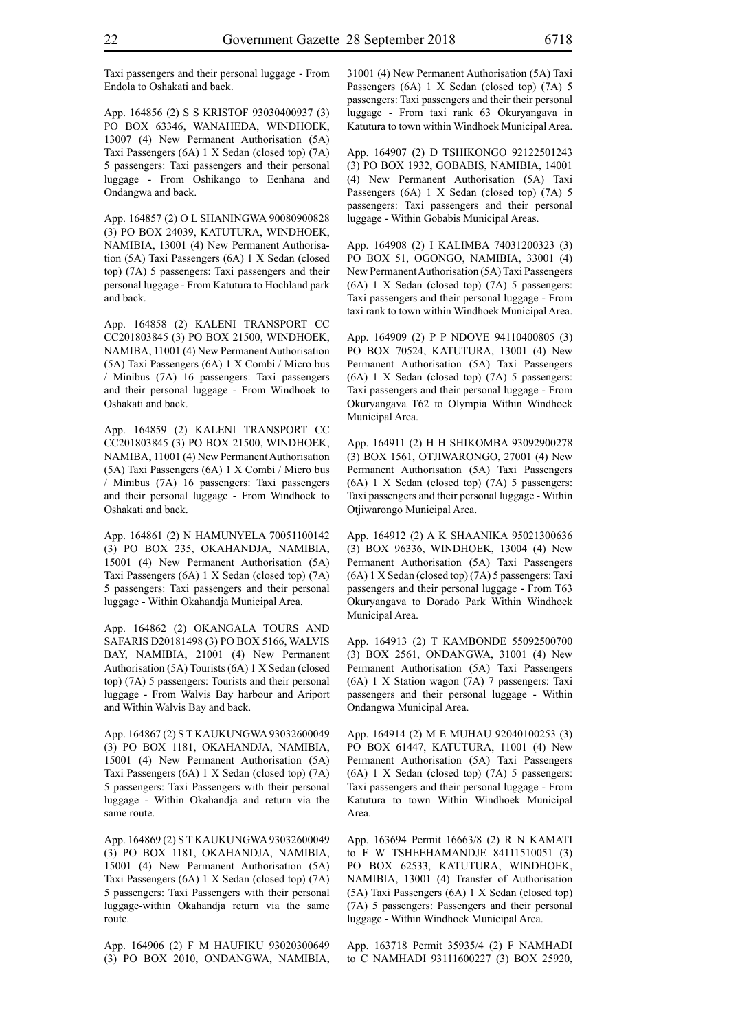Taxi passengers and their personal luggage - From Endola to Oshakati and back.

App. 164856 (2) S S KRISTOF 93030400937 (3) PO BOX 63346, WANAHEDA, WINDHOEK, 13007 (4) New Permanent Authorisation (5A) Taxi Passengers (6A) 1 X Sedan (closed top) (7A) 5 passengers: Taxi passengers and their personal luggage - From Oshikango to Eenhana and Ondangwa and back.

App. 164857 (2) O L SHANINGWA 90080900828 (3) PO BOX 24039, KATUTURA, WINDHOEK, NAMIBIA, 13001 (4) New Permanent Authorisation (5A) Taxi Passengers (6A) 1 X Sedan (closed top) (7A) 5 passengers: Taxi passengers and their personal luggage - From Katutura to Hochland park and back.

App. 164858 (2) KALENI TRANSPORT CC CC201803845 (3) PO BOX 21500, WINDHOEK, NAMIBA, 11001 (4) New Permanent Authorisation (5A) Taxi Passengers (6A) 1 X Combi / Micro bus / Minibus (7A) 16 passengers: Taxi passengers and their personal luggage - From Windhoek to Oshakati and back.

App. 164859 (2) KALENI TRANSPORT CC CC201803845 (3) PO BOX 21500, WINDHOEK, NAMIBA, 11001 (4) New Permanent Authorisation (5A) Taxi Passengers (6A) 1 X Combi / Micro bus / Minibus (7A) 16 passengers: Taxi passengers and their personal luggage - From Windhoek to Oshakati and back.

App. 164861 (2) N HAMUNYELA 70051100142 (3) PO BOX 235, OKAHANDJA, NAMIBIA, 15001 (4) New Permanent Authorisation (5A) Taxi Passengers (6A) 1 X Sedan (closed top) (7A) 5 passengers: Taxi passengers and their personal luggage - Within Okahandja Municipal Area.

App. 164862 (2) OKANGALA TOURS AND SAFARIS D20181498 (3) PO BOX 5166, WALVIS BAY, NAMIBIA, 21001 (4) New Permanent Authorisation (5A) Tourists (6A) 1 X Sedan (closed top) (7A) 5 passengers: Tourists and their personal luggage - From Walvis Bay harbour and Ariport and Within Walvis Bay and back.

App. 164867 (2) S T KAUKUNGWA 93032600049 (3) PO BOX 1181, OKAHANDJA, NAMIBIA, 15001 (4) New Permanent Authorisation (5A) Taxi Passengers (6A) 1 X Sedan (closed top) (7A) 5 passengers: Taxi Passengers with their personal luggage - Within Okahandja and return via the same route.

App. 164869 (2) S T KAUKUNGWA 93032600049 (3) PO BOX 1181, OKAHANDJA, NAMIBIA, 15001 (4) New Permanent Authorisation (5A) Taxi Passengers (6A) 1 X Sedan (closed top) (7A) 5 passengers: Taxi Passengers with their personal luggage-within Okahandja return via the same route.

App. 164906 (2) F M HAUFIKU 93020300649 (3) PO BOX 2010, ONDANGWA, NAMIBIA, 31001 (4) New Permanent Authorisation (5A) Taxi Passengers (6A) 1 X Sedan (closed top) (7A) 5 passengers: Taxi passengers and their their personal luggage - From taxi rank 63 Okuryangava in Katutura to town within Windhoek Municipal Area.

App. 164907 (2) D TSHIKONGO 92122501243 (3) PO BOX 1932, GOBABIS, NAMIBIA, 14001 (4) New Permanent Authorisation (5A) Taxi Passengers (6A) 1 X Sedan (closed top) (7A) 5 passengers: Taxi passengers and their personal luggage - Within Gobabis Municipal Areas.

App. 164908 (2) I KALIMBA 74031200323 (3) PO BOX 51, OGONGO, NAMIBIA, 33001 (4) New Permanent Authorisation (5A) Taxi Passengers (6A) 1 X Sedan (closed top) (7A) 5 passengers: Taxi passengers and their personal luggage - From taxi rank to town within Windhoek Municipal Area.

App. 164909 (2) P P NDOVE 94110400805 (3) PO BOX 70524, KATUTURA, 13001 (4) New Permanent Authorisation (5A) Taxi Passengers (6A) 1 X Sedan (closed top) (7A) 5 passengers: Taxi passengers and their personal luggage - From Okuryangava T62 to Olympia Within Windhoek Municipal Area.

App. 164911 (2) H H SHIKOMBA 93092900278 (3) BOX 1561, OTJIWARONGO, 27001 (4) New Permanent Authorisation (5A) Taxi Passengers (6A) 1 X Sedan (closed top) (7A) 5 passengers: Taxi passengers and their personal luggage - Within Otjiwarongo Municipal Area.

App. 164912 (2) A K SHAANIKA 95021300636 (3) BOX 96336, WINDHOEK, 13004 (4) New Permanent Authorisation (5A) Taxi Passengers (6A) 1 X Sedan (closed top) (7A) 5 passengers: Taxi passengers and their personal luggage - From T63 Okuryangava to Dorado Park Within Windhoek Municipal Area.

App. 164913 (2) T KAMBONDE 55092500700 (3) BOX 2561, ONDANGWA, 31001 (4) New Permanent Authorisation (5A) Taxi Passengers (6A) 1 X Station wagon (7A) 7 passengers: Taxi passengers and their personal luggage - Within Ondangwa Municipal Area.

App. 164914 (2) M E MUHAU 92040100253 (3) PO BOX 61447, KATUTURA, 11001 (4) New Permanent Authorisation (5A) Taxi Passengers (6A) 1 X Sedan (closed top) (7A) 5 passengers: Taxi passengers and their personal luggage - From Katutura to town Within Windhoek Municipal Area.

App. 163694 Permit 16663/8 (2) R N KAMATI to F W TSHEEHAMANDJE 84111510051 (3) PO BOX 62533, KATUTURA, WINDHOEK, NAMIBIA, 13001 (4) Transfer of Authorisation (5A) Taxi Passengers (6A) 1 X Sedan (closed top) (7A) 5 passengers: Passengers and their personal luggage - Within Windhoek Municipal Area.

App. 163718 Permit 35935/4 (2) F NAMHADI to C NAMHADI 93111600227 (3) BOX 25920,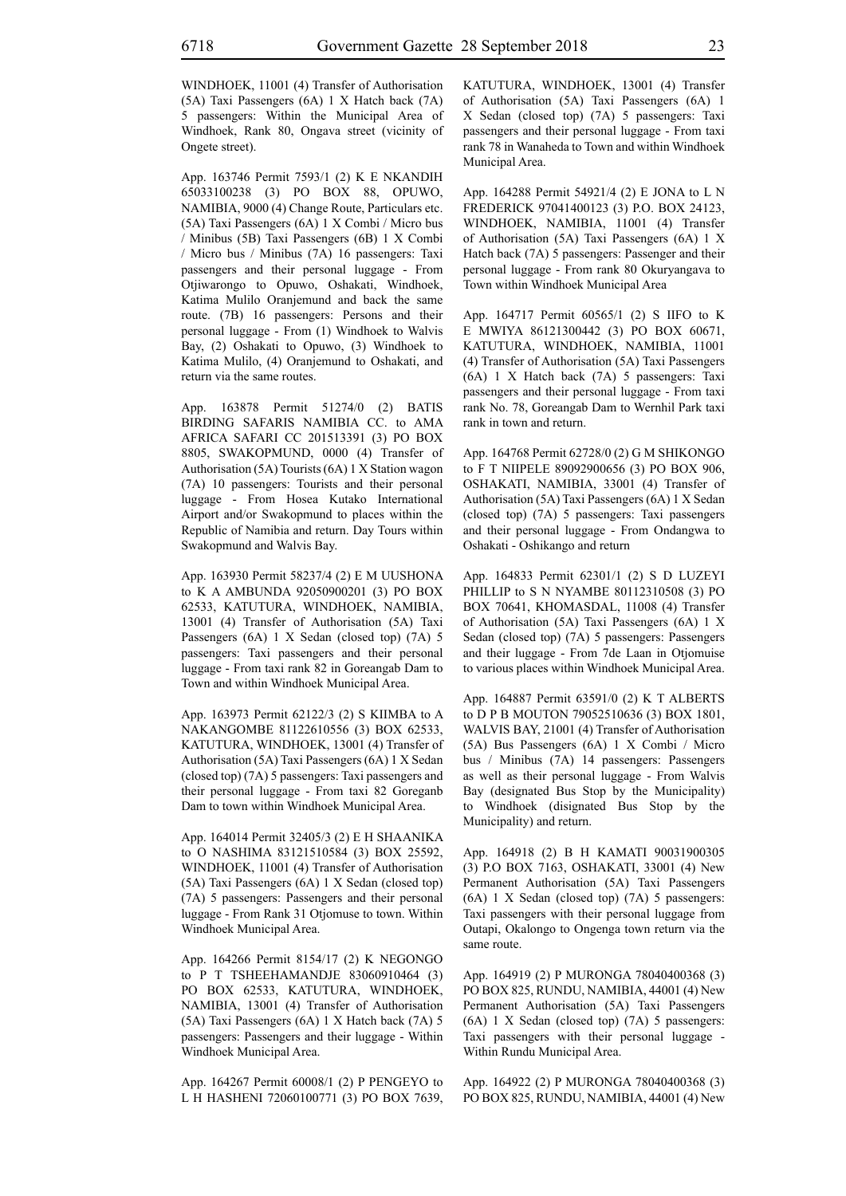WINDHOEK, 11001 (4) Transfer of Authorisation (5A) Taxi Passengers (6A) 1 X Hatch back (7A) 5 passengers: Within the Municipal Area of Windhoek, Rank 80, Ongava street (vicinity of Ongete street).

App. 163746 Permit 7593/1 (2) K E NKANDIH 65033100238 (3) PO BOX 88, OPUWO, NAMIBIA, 9000 (4) Change Route, Particulars etc. (5A) Taxi Passengers (6A) 1 X Combi / Micro bus / Minibus (5B) Taxi Passengers (6B) 1 X Combi / Micro bus / Minibus (7A) 16 passengers: Taxi passengers and their personal luggage - From Otjiwarongo to Opuwo, Oshakati, Windhoek, Katima Mulilo Oranjemund and back the same route. (7B) 16 passengers: Persons and their personal luggage - From (1) Windhoek to Walvis Bay, (2) Oshakati to Opuwo, (3) Windhoek to Katima Mulilo, (4) Oranjemund to Oshakati, and return via the same routes.

App. 163878 Permit 51274/0 (2) BATIS BIRDING SAFARIS NAMIBIA CC. to AMA AFRICA SAFARI CC 201513391 (3) PO BOX 8805, SWAKOPMUND, 0000 (4) Transfer of Authorisation (5A) Tourists (6A) 1 X Station wagon (7A) 10 passengers: Tourists and their personal luggage - From Hosea Kutako International Airport and/or Swakopmund to places within the Republic of Namibia and return. Day Tours within Swakopmund and Walvis Bay.

App. 163930 Permit 58237/4 (2) E M UUSHONA to K A AMBUNDA 92050900201 (3) PO BOX 62533, KATUTURA, WINDHOEK, NAMIBIA, 13001 (4) Transfer of Authorisation (5A) Taxi Passengers (6A) 1 X Sedan (closed top) (7A) 5 passengers: Taxi passengers and their personal luggage - From taxi rank 82 in Goreangab Dam to Town and within Windhoek Municipal Area.

App. 163973 Permit 62122/3 (2) S KIIMBA to A NAKANGOMBE 81122610556 (3) BOX 62533, KATUTURA, WINDHOEK, 13001 (4) Transfer of Authorisation (5A) Taxi Passengers (6A) 1 X Sedan (closed top) (7A) 5 passengers: Taxi passengers and their personal luggage - From taxi 82 Goreganb Dam to town within Windhoek Municipal Area.

App. 164014 Permit 32405/3 (2) E H SHAANIKA to O NASHIMA 83121510584 (3) BOX 25592, WINDHOEK, 11001 (4) Transfer of Authorisation (5A) Taxi Passengers (6A) 1 X Sedan (closed top) (7A) 5 passengers: Passengers and their personal luggage - From Rank 31 Otjomuse to town. Within Windhoek Municipal Area.

App. 164266 Permit 8154/17 (2) K NEGONGO to P T TSHEEHAMANDJE 83060910464 (3) PO BOX 62533, KATUTURA, WINDHOEK, NAMIBIA, 13001 (4) Transfer of Authorisation (5A) Taxi Passengers (6A) 1 X Hatch back (7A) 5 passengers: Passengers and their luggage - Within Windhoek Municipal Area.

App. 164267 Permit 60008/1 (2) P PENGEYO to L H HASHENI 72060100771 (3) PO BOX 7639, KATUTURA, WINDHOEK, 13001 (4) Transfer of Authorisation (5A) Taxi Passengers (6A) 1 X Sedan (closed top) (7A) 5 passengers: Taxi passengers and their personal luggage - From taxi rank 78 in Wanaheda to Town and within Windhoek Municipal Area.

App. 164288 Permit 54921/4 (2) E JONA to L N FREDERICK 97041400123 (3) P.O. BOX 24123, WINDHOEK, NAMIBIA, 11001 (4) Transfer of Authorisation (5A) Taxi Passengers (6A) 1 X Hatch back (7A) 5 passengers: Passenger and their personal luggage - From rank 80 Okuryangava to Town within Windhoek Municipal Area

App. 164717 Permit 60565/1 (2) S IIFO to K E MWIYA 86121300442 (3) PO BOX 60671, KATUTURA, WINDHOEK, NAMIBIA, 11001 (4) Transfer of Authorisation (5A) Taxi Passengers (6A) 1 X Hatch back (7A) 5 passengers: Taxi passengers and their personal luggage - From taxi rank No. 78, Goreangab Dam to Wernhil Park taxi rank in town and return.

App. 164768 Permit 62728/0 (2) G M SHIKONGO to F T NIIPELE 89092900656 (3) PO BOX 906, OSHAKATI, NAMIBIA, 33001 (4) Transfer of Authorisation (5A) Taxi Passengers (6A) 1 X Sedan (closed top) (7A) 5 passengers: Taxi passengers and their personal luggage - From Ondangwa to Oshakati - Oshikango and return

App. 164833 Permit 62301/1 (2) S D LUZEYI PHILLIP to S N NYAMBE 80112310508 (3) PO BOX 70641, KHOMASDAL, 11008 (4) Transfer of Authorisation (5A) Taxi Passengers (6A) 1 X Sedan (closed top) (7A) 5 passengers: Passengers and their luggage - From 7de Laan in Otjomuise to various places within Windhoek Municipal Area.

App. 164887 Permit 63591/0 (2) K T ALBERTS to D P B MOUTON 79052510636 (3) BOX 1801, WALVIS BAY, 21001 (4) Transfer of Authorisation (5A) Bus Passengers (6A) 1 X Combi / Micro bus / Minibus (7A) 14 passengers: Passengers as well as their personal luggage - From Walvis Bay (designated Bus Stop by the Municipality) to Windhoek (disignated Bus Stop by the Municipality) and return.

App. 164918 (2) B H KAMATI 90031900305 (3) P.O BOX 7163, OSHAKATI, 33001 (4) New Permanent Authorisation (5A) Taxi Passengers (6A) 1 X Sedan (closed top) (7A) 5 passengers: Taxi passengers with their personal luggage from Outapi, Okalongo to Ongenga town return via the same route.

App. 164919 (2) P MURONGA 78040400368 (3) PO BOX 825, RUNDU, NAMIBIA, 44001 (4) New Permanent Authorisation (5A) Taxi Passengers (6A) 1 X Sedan (closed top) (7A) 5 passengers: Taxi passengers with their personal luggage - Within Rundu Municipal Area.

App. 164922 (2) P MURONGA 78040400368 (3) PO BOX 825, RUNDU, NAMIBIA, 44001 (4) New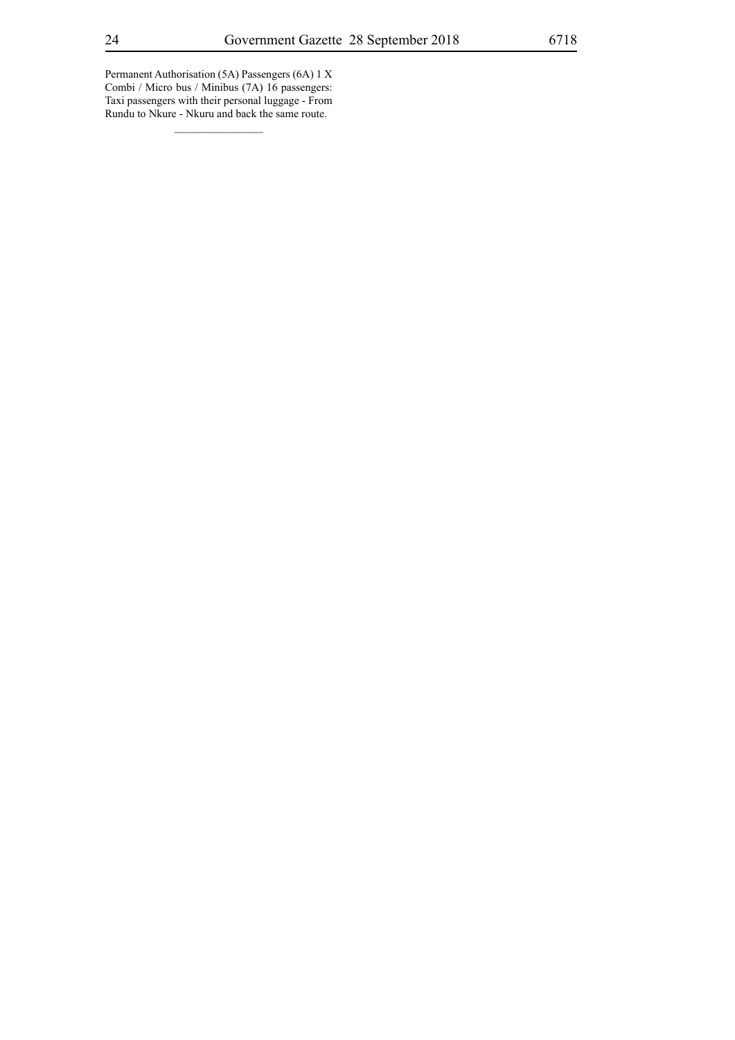Permanent Authorisation (5A) Passengers (6A) 1 X Combi / Micro bus / Minibus (7A) 16 passengers: Taxi passengers with their personal luggage - From Rundu to Nkure - Nkuru and back the same route.

________________